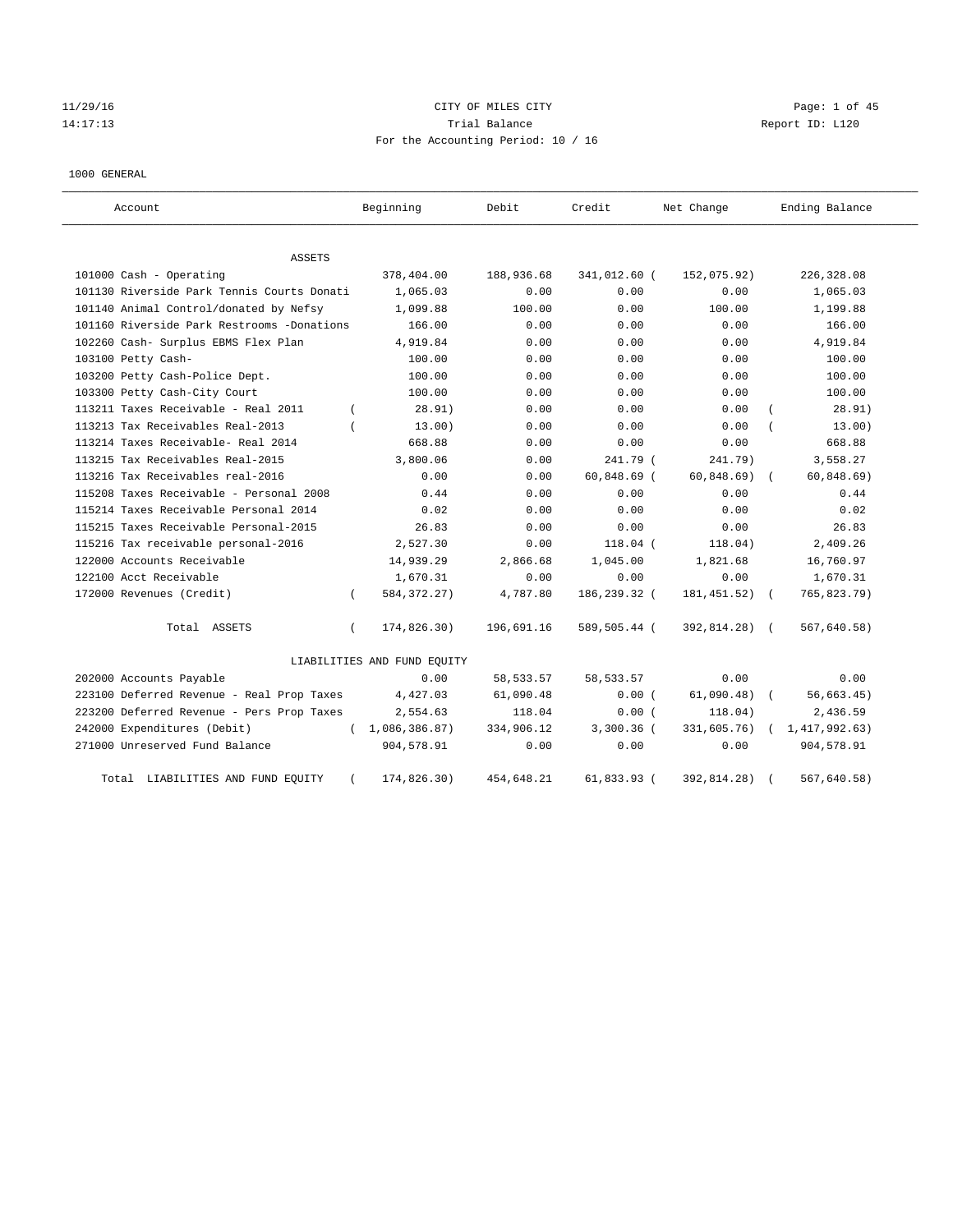CITY OF MILES CITY

Trial Balance

For the Accounting Period: 10 / 16

11/29/16
14:17:13

Report ID: L120

1000 GENERAL

| Account | Beginning | Debit | Credit | Net Change | Ending Balance |
|---|---|---|---|---|---|
| ASSETS | | | | | |
| 101000 Cash - Operating | 378,404.00 | 188,936.68 | 341,012.60 | ( 152,075.92) | 226,328.08 |
| 101130 Riverside Park Tennis Courts Donati | 1,065.03 | 0.00 | 0.00 | 0.00 | 1,065.03 |
| 101140 Animal Control/donated by Nefsy | 1,099.88 | 100.00 | 0.00 | 100.00 | 1,199.88 |
| 101160 Riverside Park Restrooms -Donations | 166.00 | 0.00 | 0.00 | 0.00 | 166.00 |
| 102260 Cash- Surplus EBMS Flex Plan | 4,919.84 | 0.00 | 0.00 | 0.00 | 4,919.84 |
| 103100 Petty Cash- | 100.00 | 0.00 | 0.00 | 0.00 | 100.00 |
| 103200 Petty Cash-Police Dept. | 100.00 | 0.00 | 0.00 | 0.00 | 100.00 |
| 103300 Petty Cash-City Court | 100.00 | 0.00 | 0.00 | 0.00 | 100.00 |
| 113211 Taxes Receivable - Real 2011 | ( 28.91) | 0.00 | 0.00 | 0.00 | ( 28.91) |
| 113213 Tax Receivables Real-2013 | ( 13.00) | 0.00 | 0.00 | 0.00 | ( 13.00) |
| 113214 Taxes Receivable- Real 2014 | 668.88 | 0.00 | 0.00 | 0.00 | 668.88 |
| 113215 Tax Receivables Real-2015 | 3,800.06 | 0.00 | 241.79 | ( 241.79) | 3,558.27 |
| 113216 Tax Receivables real-2016 | 0.00 | 0.00 | 60,848.69 | ( 60,848.69) | ( 60,848.69) |
| 115208 Taxes Receivable - Personal 2008 | 0.44 | 0.00 | 0.00 | 0.00 | 0.44 |
| 115214 Taxes Receivable Personal 2014 | 0.02 | 0.00 | 0.00 | 0.00 | 0.02 |
| 115215 Taxes Receivable Personal-2015 | 26.83 | 0.00 | 0.00 | 0.00 | 26.83 |
| 115216 Tax receivable personal-2016 | 2,527.30 | 0.00 | 118.04 | ( 118.04) | 2,409.26 |
| 122000 Accounts Receivable | 14,939.29 | 2,866.68 | 1,045.00 | 1,821.68 | 16,760.97 |
| 122100 Acct Receivable | 1,670.31 | 0.00 | 0.00 | 0.00 | 1,670.31 |
| 172000 Revenues (Credit) | ( 584,372.27) | 4,787.80 | 186,239.32 | ( 181,451.52) | ( 765,823.79) |
| Total ASSETS | ( 174,826.30) | 196,691.16 | 589,505.44 | ( 392,814.28) | ( 567,640.58) |
| LIABILITIES AND FUND EQUITY | | | | | |
| 202000 Accounts Payable | 0.00 | 58,533.57 | 58,533.57 | 0.00 | 0.00 |
| 223100 Deferred Revenue - Real Prop Taxes | 4,427.03 | 61,090.48 | 0.00 | ( 61,090.48) | ( 56,663.45) |
| 223200 Deferred Revenue - Pers Prop Taxes | 2,554.63 | 118.04 | 0.00 | ( 118.04) | 2,436.59 |
| 242000 Expenditures (Debit) | ( 1,086,386.87) | 334,906.12 | 3,300.36 | ( 331,605.76) | ( 1,417,992.63) |
| 271000 Unreserved Fund Balance | 904,578.91 | 0.00 | 0.00 | 0.00 | 904,578.91 |
| Total LIABILITIES AND FUND EQUITY | ( 174,826.30) | 454,648.21 | 61,833.93 | ( 392,814.28) | ( 567,640.58) |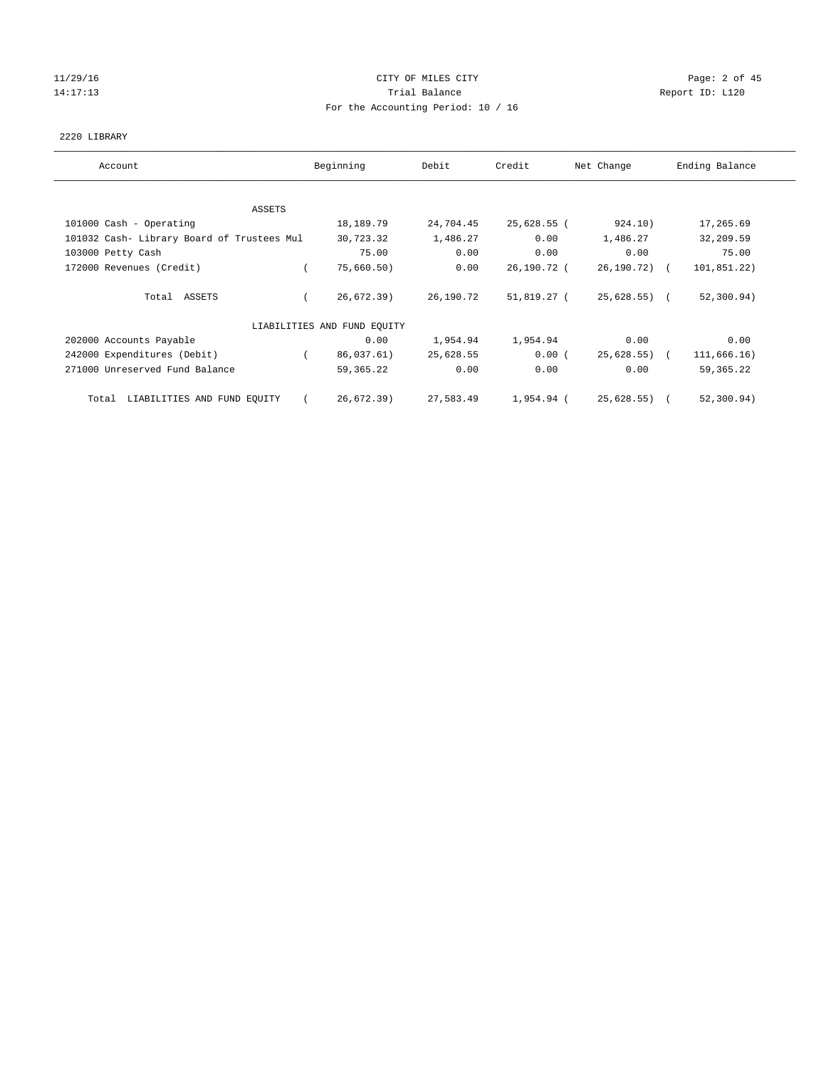CITY OF MILES CITY

Trial Balance

For the Accounting Period: 10 / 16

2220 LIBRARY

| Account | Beginning | Debit | Credit | Net Change | Ending Balance |
|---|---|---|---|---|---|
| ASSETS | | | | | |
| 101000 Cash - Operating | 18,189.79 | 24,704.45 | 25,628.55 | ( 924.10) | 17,265.69 |
| 101032 Cash- Library Board of Trustees Mul | 30,723.32 | 1,486.27 | 0.00 | 1,486.27 | 32,209.59 |
| 103000 Petty Cash | 75.00 | 0.00 | 0.00 | 0.00 | 75.00 |
| 172000 Revenues (Credit) | ( 75,660.50) | 0.00 | 26,190.72 | ( 26,190.72) | ( 101,851.22) |
| Total ASSETS | ( 26,672.39) | 26,190.72 | 51,819.27 | ( 25,628.55) | ( 52,300.94) |
| LIABILITIES AND FUND EQUITY | | | | | |
| 202000 Accounts Payable | 0.00 | 1,954.94 | 1,954.94 | 0.00 | 0.00 |
| 242000 Expenditures (Debit) | ( 86,037.61) | 25,628.55 | 0.00 | ( 25,628.55) | ( 111,666.16) |
| 271000 Unreserved Fund Balance | 59,365.22 | 0.00 | 0.00 | 0.00 | 59,365.22 |
| Total LIABILITIES AND FUND EQUITY | ( 26,672.39) | 27,583.49 | 1,954.94 | ( 25,628.55) | ( 52,300.94) |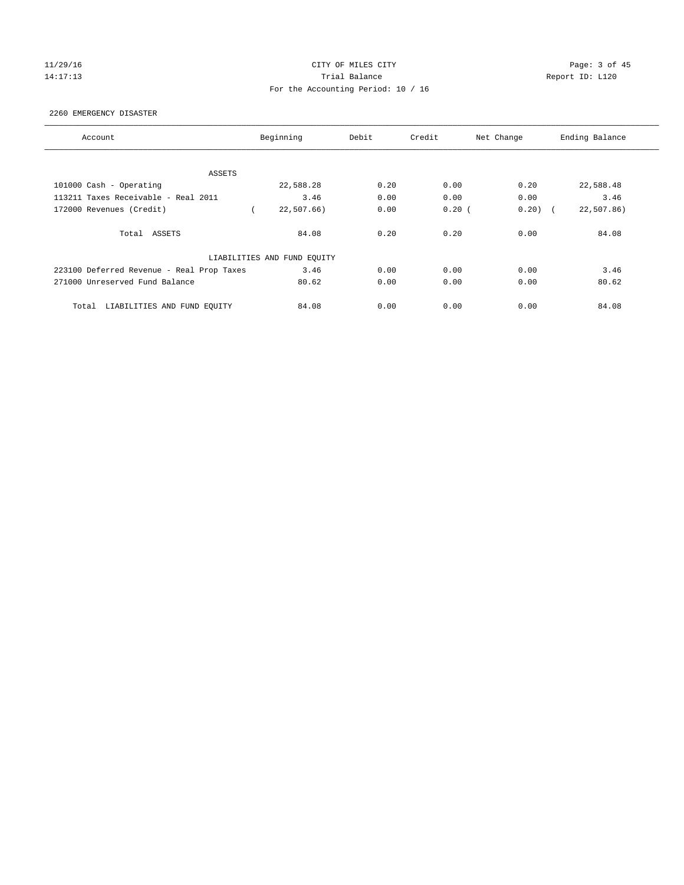CITY OF MILES CITY

Trial Balance

For the Accounting Period: 10 / 16

11/29/16
14:17:13

Report ID: L120

2260 EMERGENCY DISASTER

| Account | Beginning | Debit | Credit | Net Change | Ending Balance |
|---|---|---|---|---|---|
| ASSETS | | | | | |
| 101000 Cash - Operating | 22,588.28 | 0.20 | 0.00 | 0.20 | 22,588.48 |
| 113211 Taxes Receivable - Real 2011 | 3.46 | 0.00 | 0.00 | 0.00 | 3.46 |
| 172000 Revenues (Credit) | ( 22,507.66) | 0.00 | 0.20 | ( 0.20) | ( 22,507.86) |
| Total ASSETS | 84.08 | 0.20 | 0.20 | 0.00 | 84.08 |
| LIABILITIES AND FUND EQUITY | | | | | |
| 223100 Deferred Revenue - Real Prop Taxes | 3.46 | 0.00 | 0.00 | 0.00 | 3.46 |
| 271000 Unreserved Fund Balance | 80.62 | 0.00 | 0.00 | 0.00 | 80.62 |
| Total LIABILITIES AND FUND EQUITY | 84.08 | 0.00 | 0.00 | 0.00 | 84.08 |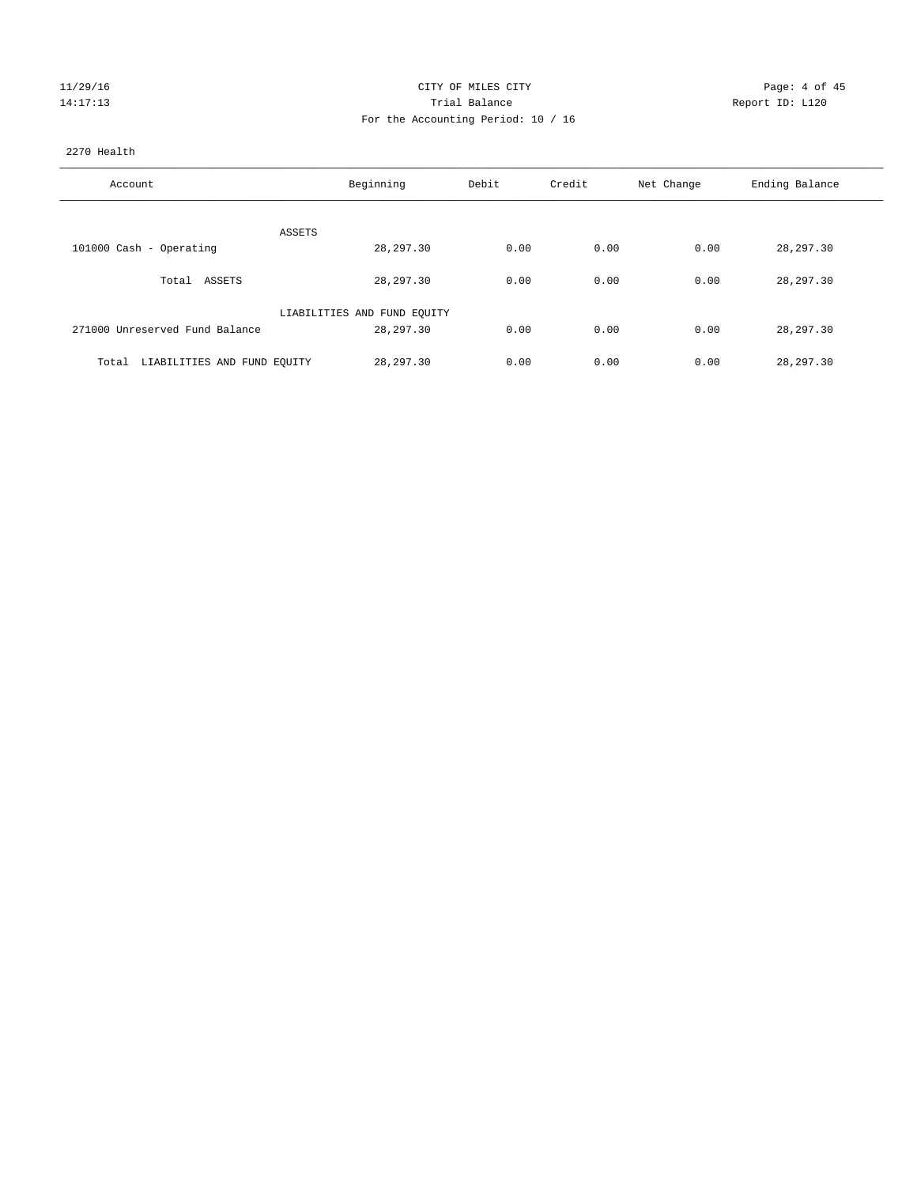CITY OF MILES CITY

Trial Balance

For the Accounting Period: 10 / 16

11/29/16 14:17:13 Report ID: L120

2270 Health

| Account | Beginning | Debit | Credit | Net Change | Ending Balance |
|---|---|---|---|---|---|
| ASSETS | | | | | |
| 101000 Cash - Operating | 28,297.30 | 0.00 | 0.00 | 0.00 | 28,297.30 |
| Total ASSETS | 28,297.30 | 0.00 | 0.00 | 0.00 | 28,297.30 |
| LIABILITIES AND FUND EQUITY | | | | | |
| 271000 Unreserved Fund Balance | 28,297.30 | 0.00 | 0.00 | 0.00 | 28,297.30 |
| Total LIABILITIES AND FUND EQUITY | 28,297.30 | 0.00 | 0.00 | 0.00 | 28,297.30 |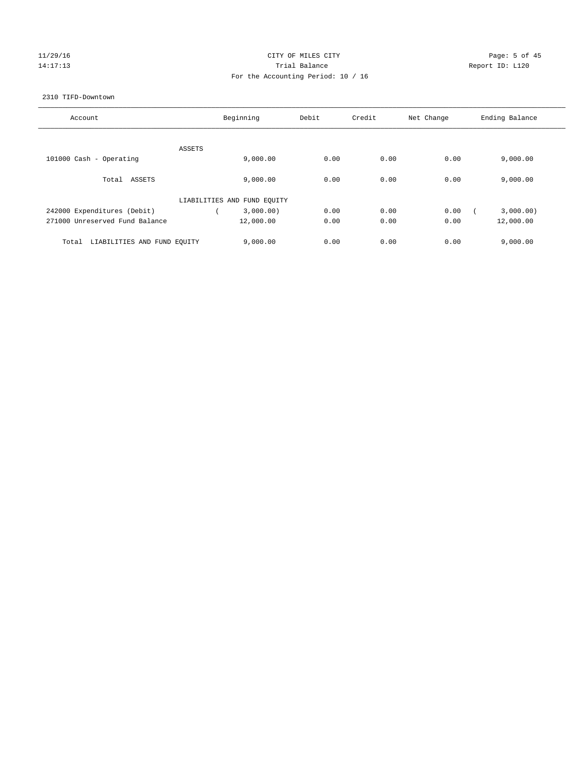CITY OF MILES CITY

Trial Balance

For the Accounting Period: 10 / 16

2310 TIFD-Downtown

| Account | Beginning | Debit | Credit | Net Change | Ending Balance |
|---|---|---|---|---|---|
| ASSETS | | | | | |
| 101000 Cash - Operating | 9,000.00 | 0.00 | 0.00 | 0.00 | 9,000.00 |
| Total ASSETS | 9,000.00 | 0.00 | 0.00 | 0.00 | 9,000.00 |
| LIABILITIES AND FUND EQUITY | | | | | |
| 242000 Expenditures (Debit) | ( 3,000.00) | 0.00 | 0.00 | 0.00 | ( 3,000.00) |
| 271000 Unreserved Fund Balance | 12,000.00 | 0.00 | 0.00 | 0.00 | 12,000.00 |
| Total LIABILITIES AND FUND EQUITY | 9,000.00 | 0.00 | 0.00 | 0.00 | 9,000.00 |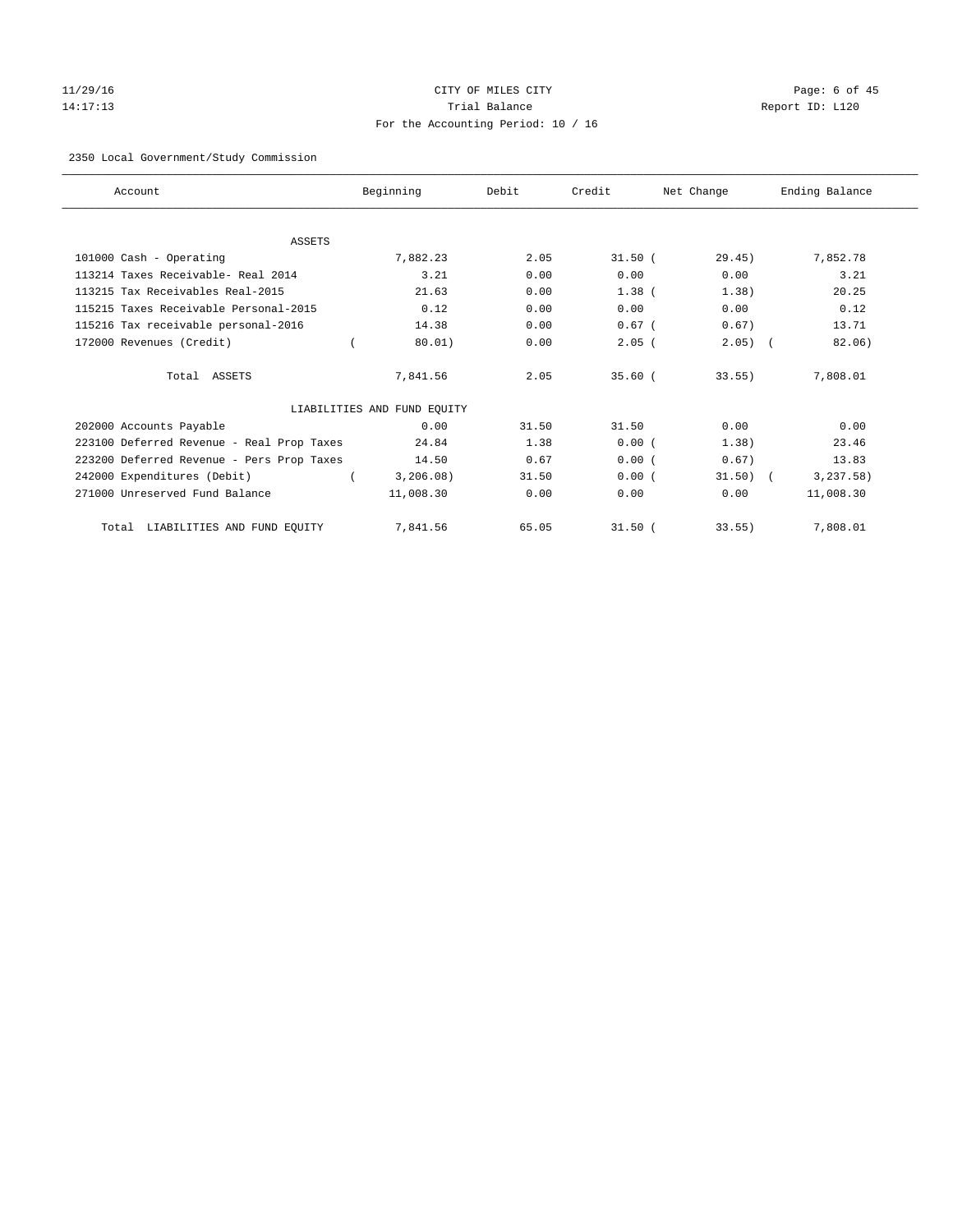CITY OF MILES CITY

Trial Balance

For the Accounting Period: 10 / 16

11/29/16
14:17:13

Report ID: L120

2350 Local Government/Study Commission

| Account | Beginning | Debit | Credit | Net Change | Ending Balance |
|---|---|---|---|---|---|
| ASSETS | | | | | |
| 101000 Cash - Operating | 7,882.23 | 2.05 | 31.50 | (29.45) | 7,852.78 |
| 113214 Taxes Receivable- Real 2014 | 3.21 | 0.00 | 0.00 | 0.00 | 3.21 |
| 113215 Tax Receivables Real-2015 | 21.63 | 0.00 | 1.38 | (1.38) | 20.25 |
| 115215 Taxes Receivable Personal-2015 | 0.12 | 0.00 | 0.00 | 0.00 | 0.12 |
| 115216 Tax receivable personal-2016 | 14.38 | 0.00 | 0.67 | (0.67) | 13.71 |
| 172000 Revenues (Credit) | (80.01) | 0.00 | 2.05 | (2.05) | (82.06) |
| Total ASSETS | 7,841.56 | 2.05 | 35.60 | (33.55) | 7,808.01 |
| LIABILITIES AND FUND EQUITY | | | | | |
| 202000 Accounts Payable | 0.00 | 31.50 | 31.50 | 0.00 | 0.00 |
| 223100 Deferred Revenue - Real Prop Taxes | 24.84 | 1.38 | 0.00 | (1.38) | 23.46 |
| 223200 Deferred Revenue - Pers Prop Taxes | 14.50 | 0.67 | 0.00 | (0.67) | 13.83 |
| 242000 Expenditures (Debit) | (3,206.08) | 31.50 | 0.00 | (31.50) | (3,237.58) |
| 271000 Unreserved Fund Balance | 11,008.30 | 0.00 | 0.00 | 0.00 | 11,008.30 |
| Total LIABILITIES AND FUND EQUITY | 7,841.56 | 65.05 | 31.50 | (33.55) | 7,808.01 |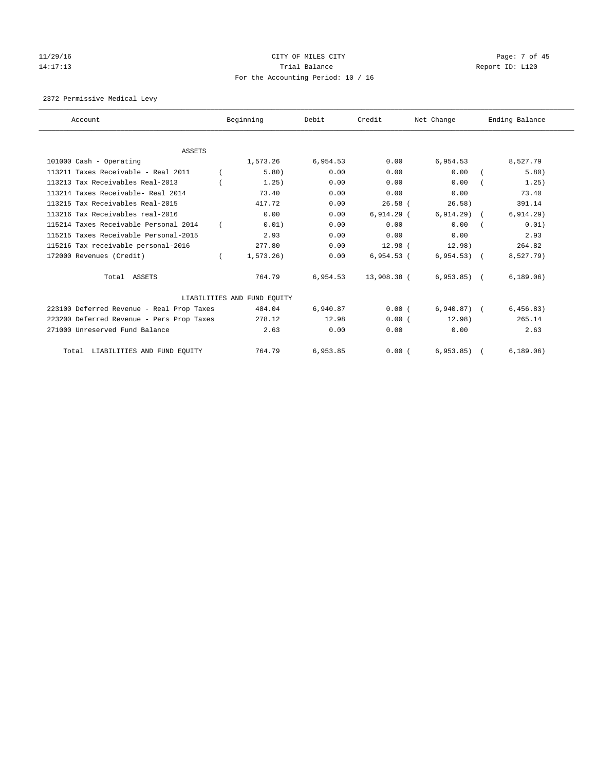CITY OF MILES CITY

Trial Balance

For the Accounting Period: 10 / 16

11/29/16 14:17:13 Report ID: L120

2372 Permissive Medical Levy

| Account | Beginning | Debit | Credit | Net Change | Ending Balance |
|---|---|---|---|---|---|
| ASSETS | | | | | |
| 101000 Cash - Operating | 1,573.26 | 6,954.53 | 0.00 | 6,954.53 | 8,527.79 |
| 113211 Taxes Receivable - Real 2011 | ( 5.80) | 0.00 | 0.00 | 0.00 | ( 5.80) |
| 113213 Tax Receivables Real-2013 | ( 1.25) | 0.00 | 0.00 | 0.00 | ( 1.25) |
| 113214 Taxes Receivable- Real 2014 | 73.40 | 0.00 | 0.00 | 0.00 | 73.40 |
| 113215 Tax Receivables Real-2015 | 417.72 | 0.00 | 26.58 | ( 26.58) | 391.14 |
| 113216 Tax Receivables real-2016 | 0.00 | 0.00 | 6,914.29 | ( 6,914.29) | ( 6,914.29) |
| 115214 Taxes Receivable Personal 2014 | ( 0.01) | 0.00 | 0.00 | 0.00 | ( 0.01) |
| 115215 Taxes Receivable Personal-2015 | 2.93 | 0.00 | 0.00 | 0.00 | 2.93 |
| 115216 Tax receivable personal-2016 | 277.80 | 0.00 | 12.98 | ( 12.98) | 264.82 |
| 172000 Revenues (Credit) | ( 1,573.26) | 0.00 | 6,954.53 | ( 6,954.53) | ( 8,527.79) |
| Total ASSETS | 764.79 | 6,954.53 | 13,908.38 | ( 6,953.85) | ( 6,189.06) |
| LIABILITIES AND FUND EQUITY | | | | | |
| 223100 Deferred Revenue - Real Prop Taxes | 484.04 | 6,940.87 | 0.00 | ( 6,940.87) | ( 6,456.83) |
| 223200 Deferred Revenue - Pers Prop Taxes | 278.12 | 12.98 | 0.00 | ( 12.98) | 265.14 |
| 271000 Unreserved Fund Balance | 2.63 | 0.00 | 0.00 | 0.00 | 2.63 |
| Total LIABILITIES AND FUND EQUITY | 764.79 | 6,953.85 | 0.00 | ( 6,953.85) | ( 6,189.06) |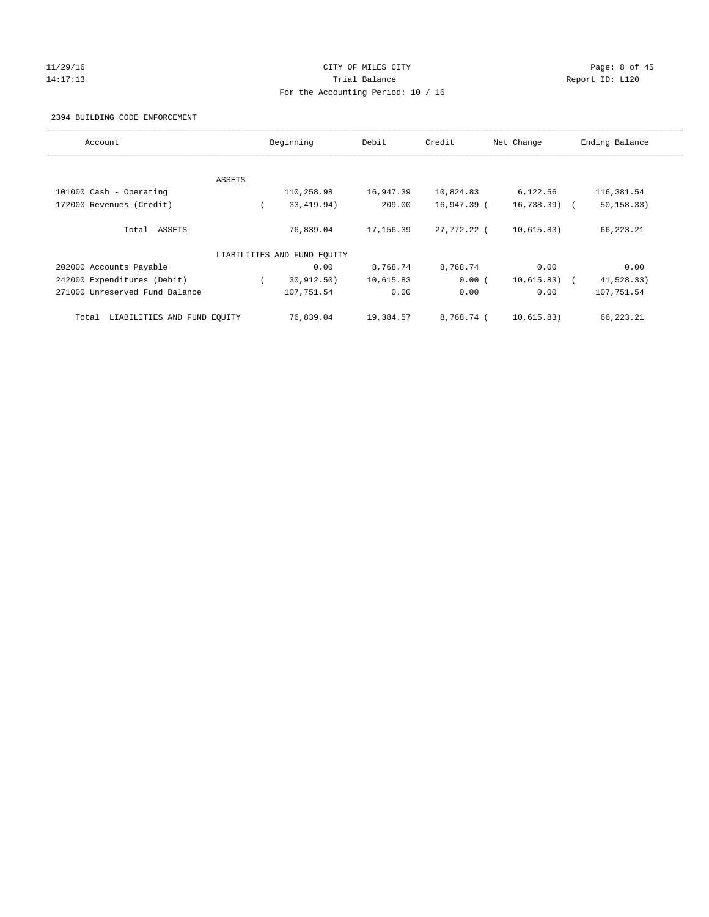CITY OF MILES CITY

Trial Balance

For the Accounting Period: 10 / 16

11/29/16
14:17:13

Report ID: L120

2394 BUILDING CODE ENFORCEMENT

| Account | Beginning | Debit | Credit | Net Change | Ending Balance |
|---|---|---|---|---|---|
| ASSETS | | | | | |
| 101000 Cash - Operating | 110,258.98 | 16,947.39 | 10,824.83 | 6,122.56 | 116,381.54 |
| 172000 Revenues (Credit) | ( 33,419.94) | 209.00 | 16,947.39 | ( 16,738.39) | ( 50,158.33) |
| Total ASSETS | 76,839.04 | 17,156.39 | 27,772.22 | ( 10,615.83) | 66,223.21 |
| LIABILITIES AND FUND EQUITY | | | | | |
| 202000 Accounts Payable | 0.00 | 8,768.74 | 8,768.74 | 0.00 | 0.00 |
| 242000 Expenditures (Debit) | ( 30,912.50) | 10,615.83 | 0.00 | ( 10,615.83) | ( 41,528.33) |
| 271000 Unreserved Fund Balance | 107,751.54 | 0.00 | 0.00 | 0.00 | 107,751.54 |
| Total LIABILITIES AND FUND EQUITY | 76,839.04 | 19,384.57 | 8,768.74 | ( 10,615.83) | 66,223.21 |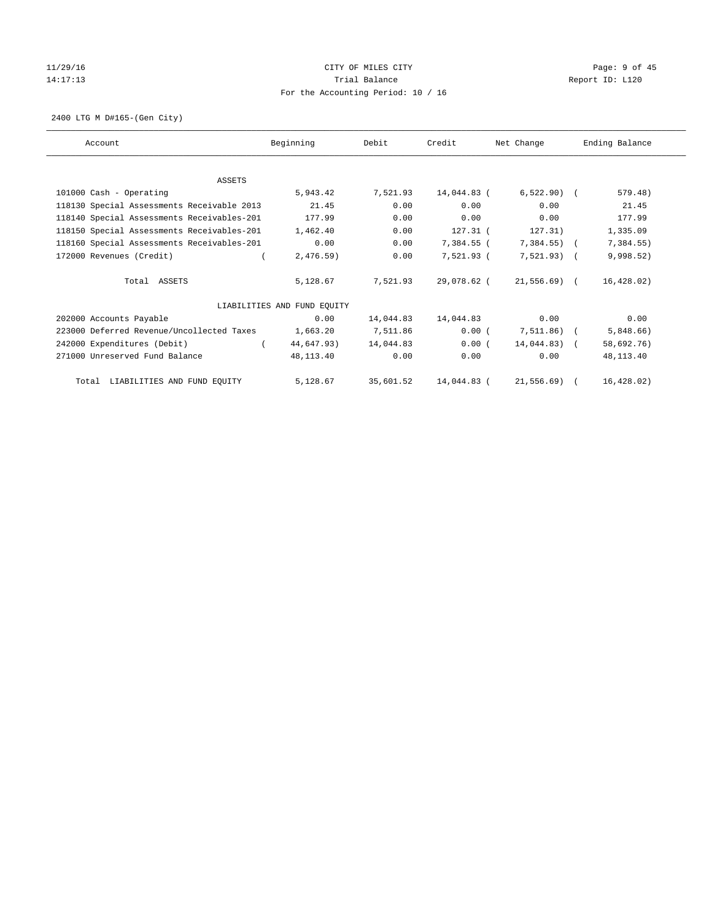# CITY OF MILES CITY

## Trial Balance

For the Accounting Period: 10 / 16

11/29/16
14:17:13

Report ID: L120

2400 LTG M D#165-(Gen City)

| Account | Beginning | Debit | Credit | Net Change | Ending Balance |
|---|---|---|---|---|---|
| ASSETS | | | | | |
| 101000 Cash - Operating | 5,943.42 | 7,521.93 | 14,044.83 | ( 6,522.90) | ( 579.48) |
| 118130 Special Assessments Receivable 2013 | 21.45 | 0.00 | 0.00 | 0.00 | 21.45 |
| 118140 Special Assessments Receivables-201 | 177.99 | 0.00 | 0.00 | 0.00 | 177.99 |
| 118150 Special Assessments Receivables-201 | 1,462.40 | 0.00 | 127.31 | ( 127.31) | 1,335.09 |
| 118160 Special Assessments Receivables-201 | 0.00 | 0.00 | 7,384.55 | ( 7,384.55) | ( 7,384.55) |
| 172000 Revenues (Credit) | ( 2,476.59) | 0.00 | 7,521.93 | ( 7,521.93) | ( 9,998.52) |
| Total ASSETS | 5,128.67 | 7,521.93 | 29,078.62 | ( 21,556.69) | ( 16,428.02) |
| LIABILITIES AND FUND EQUITY | | | | | |
| 202000 Accounts Payable | 0.00 | 14,044.83 | 14,044.83 | 0.00 | 0.00 |
| 223000 Deferred Revenue/Uncollected Taxes | 1,663.20 | 7,511.86 | 0.00 | ( 7,511.86) | ( 5,848.66) |
| 242000 Expenditures (Debit) | ( 44,647.93) | 14,044.83 | 0.00 | ( 14,044.83) | ( 58,692.76) |
| 271000 Unreserved Fund Balance | 48,113.40 | 0.00 | 0.00 | 0.00 | 48,113.40 |
| Total LIABILITIES AND FUND EQUITY | 5,128.67 | 35,601.52 | 14,044.83 | ( 21,556.69) | ( 16,428.02) |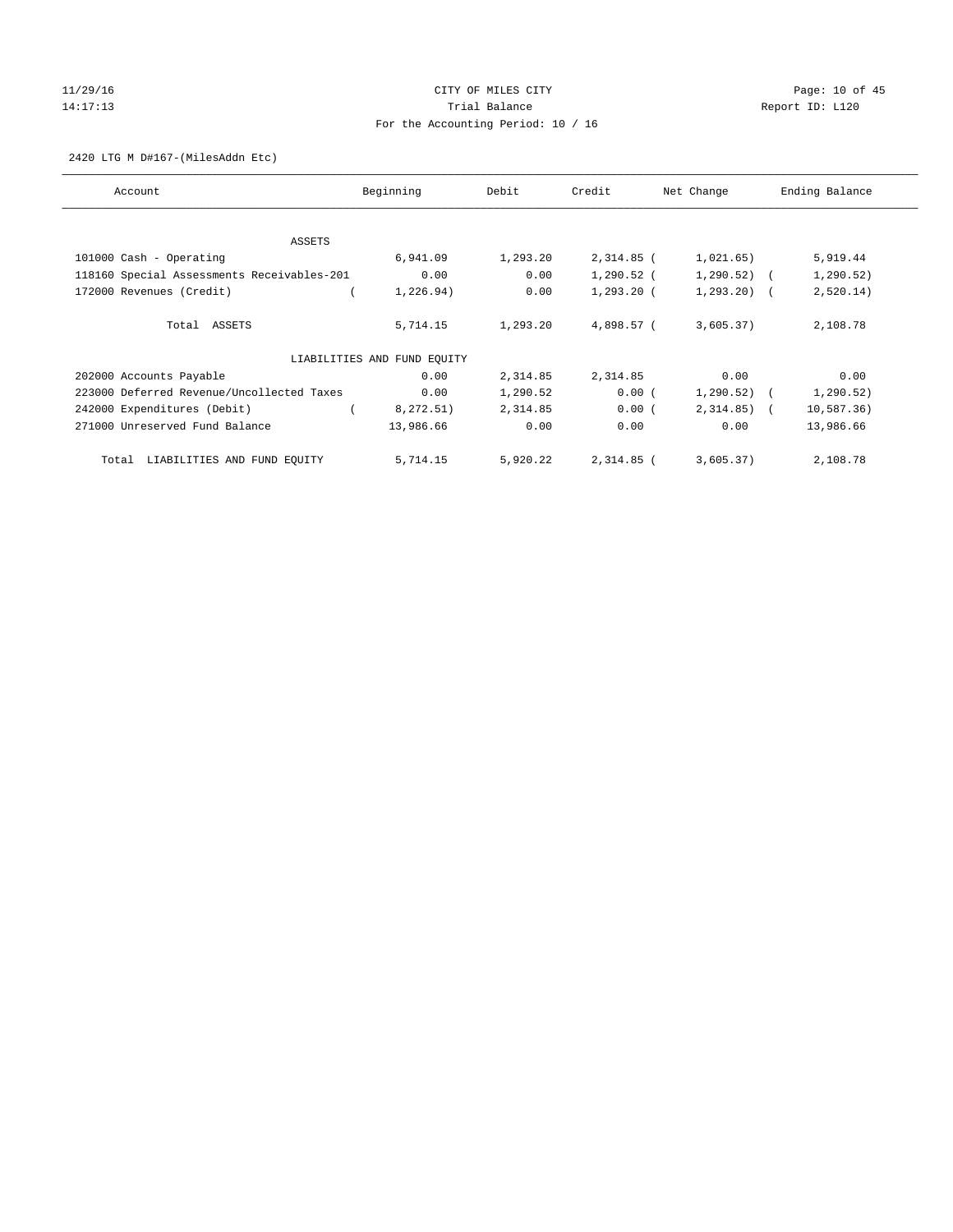CITY OF MILES CITY

Trial Balance

For the Accounting Period: 10 / 16

11/29/16
14:17:13

Report ID: L120

2420 LTG M D#167-(MilesAddn Etc)

| Account | Beginning | Debit | Credit | Net Change | Ending Balance |
|---|---|---|---|---|---|
| ASSETS | | | | | |
| 101000 Cash - Operating | 6,941.09 | 1,293.20 | 2,314.85 | (1,021.65) | 5,919.44 |
| 118160 Special Assessments Receivables-201 | 0.00 | 0.00 | 1,290.52 | (1,290.52) | (1,290.52) |
| 172000 Revenues (Credit) | (1,226.94) | 0.00 | 1,293.20 | (1,293.20) | (2,520.14) |
| Total ASSETS | 5,714.15 | 1,293.20 | 4,898.57 | (3,605.37) | 2,108.78 |
| LIABILITIES AND FUND EQUITY | | | | | |
| 202000 Accounts Payable | 0.00 | 2,314.85 | 2,314.85 | 0.00 | 0.00 |
| 223000 Deferred Revenue/Uncollected Taxes | 0.00 | 1,290.52 | 0.00 | (1,290.52) | (1,290.52) |
| 242000 Expenditures (Debit) | (8,272.51) | 2,314.85 | 0.00 | (2,314.85) | (10,587.36) |
| 271000 Unreserved Fund Balance | 13,986.66 | 0.00 | 0.00 | 0.00 | 13,986.66 |
| Total LIABILITIES AND FUND EQUITY | 5,714.15 | 5,920.22 | 2,314.85 | (3,605.37) | 2,108.78 |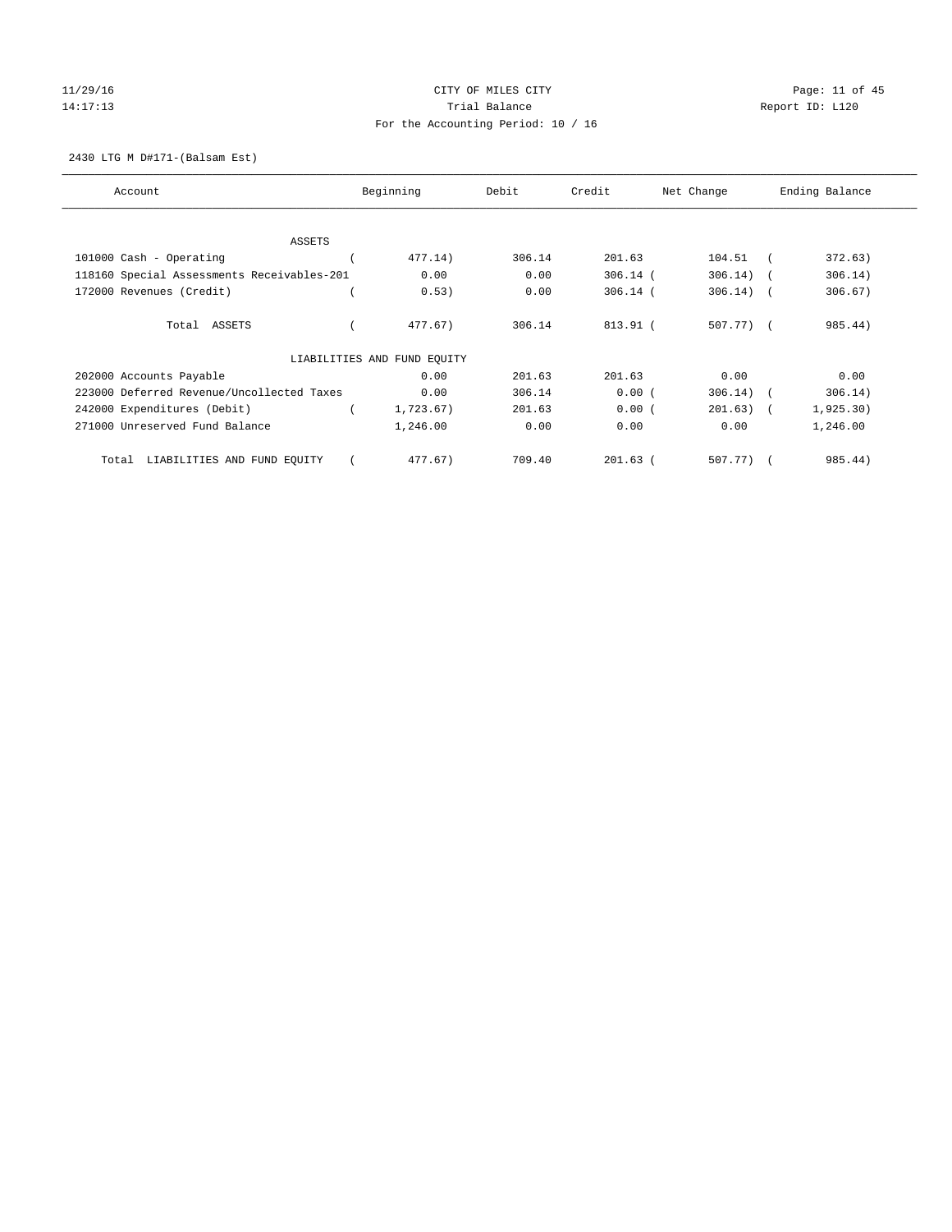CITY OF MILES CITY
Trial Balance
For the Accounting Period: 10 / 16

11/29/16
14:17:13

Report ID: L120

2430 LTG M D#171-(Balsam Est)

| Account | Beginning | Debit | Credit | Net Change | Ending Balance |
|---|---|---|---|---|---|
| ASSETS | | | | | |
| 101000 Cash - Operating | ( 477.14) | 306.14 | 201.63 | 104.51 | ( 372.63) |
| 118160 Special Assessments Receivables-201 | 0.00 | 0.00 | 306.14 | ( 306.14) | ( 306.14) |
| 172000 Revenues (Credit) | ( 0.53) | 0.00 | 306.14 | ( 306.14) | ( 306.67) |
| Total ASSETS | ( 477.67) | 306.14 | 813.91 | ( 507.77) | ( 985.44) |
| LIABILITIES AND FUND EQUITY | | | | | |
| 202000 Accounts Payable | 0.00 | 201.63 | 201.63 | 0.00 | 0.00 |
| 223000 Deferred Revenue/Uncollected Taxes | 0.00 | 306.14 | 0.00 | ( 306.14) | ( 306.14) |
| 242000 Expenditures (Debit) | ( 1,723.67) | 201.63 | 0.00 | ( 201.63) | ( 1,925.30) |
| 271000 Unreserved Fund Balance | 1,246.00 | 0.00 | 0.00 | 0.00 | 1,246.00 |
| Total LIABILITIES AND FUND EQUITY | ( 477.67) | 709.40 | 201.63 | ( 507.77) | ( 985.44) |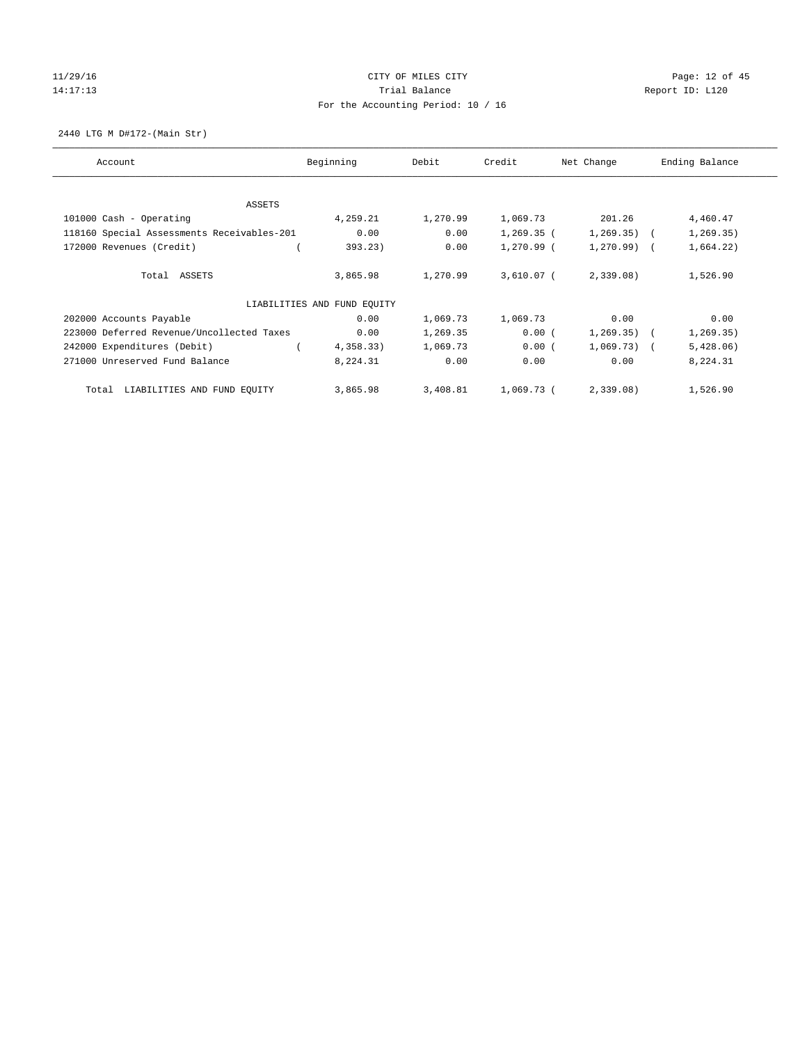CITY OF MILES CITY
Trial Balance
For the Accounting Period: 10 / 16

11/29/16
14:17:13

Report ID: L120

2440 LTG M D#172-(Main Str)

| Account | Beginning | Debit | Credit | Net Change | Ending Balance |
|---|---|---|---|---|---|
| ASSETS | | | | | |
| 101000 Cash - Operating | 4,259.21 | 1,270.99 | 1,069.73 | 201.26 | 4,460.47 |
| 118160 Special Assessments Receivables-201 | 0.00 | 0.00 | 1,269.35 | ( 1,269.35) | ( 1,269.35) |
| 172000 Revenues (Credit) | ( 393.23) | 0.00 | 1,270.99 | ( 1,270.99) | ( 1,664.22) |
| Total ASSETS | 3,865.98 | 1,270.99 | 3,610.07 | ( 2,339.08) | 1,526.90 |
| LIABILITIES AND FUND EQUITY | | | | | |
| 202000 Accounts Payable | 0.00 | 1,069.73 | 1,069.73 | 0.00 | 0.00 |
| 223000 Deferred Revenue/Uncollected Taxes | 0.00 | 1,269.35 | 0.00 | ( 1,269.35) | ( 1,269.35) |
| 242000 Expenditures (Debit) | ( 4,358.33) | 1,069.73 | 0.00 | ( 1,069.73) | ( 5,428.06) |
| 271000 Unreserved Fund Balance | 8,224.31 | 0.00 | 0.00 | 0.00 | 8,224.31 |
| Total LIABILITIES AND FUND EQUITY | 3,865.98 | 3,408.81 | 1,069.73 | ( 2,339.08) | 1,526.90 |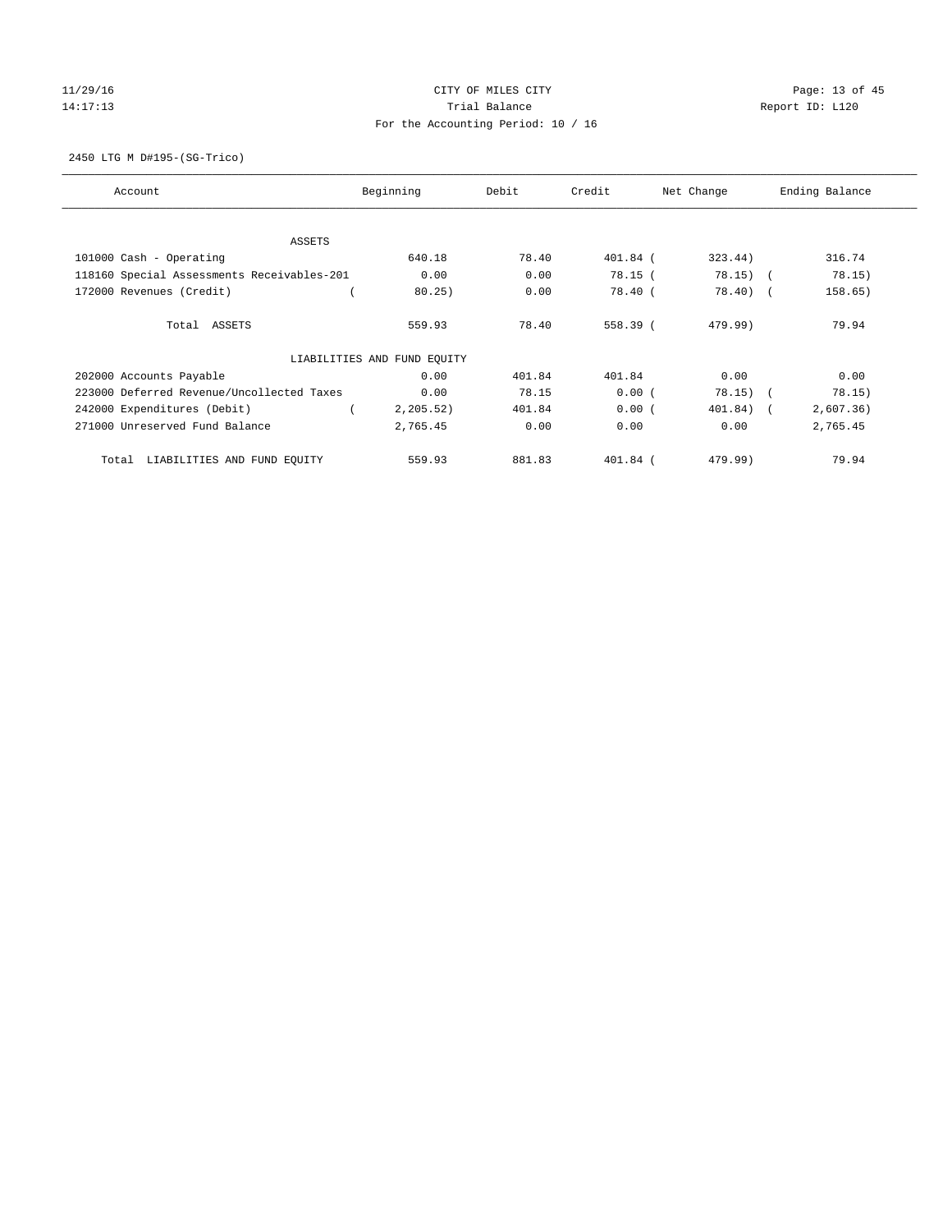CITY OF MILES CITY
Trial Balance
For the Accounting Period: 10 / 16

11/29/16
14:17:13

Report ID: L120

2450 LTG M D#195-(SG-Trico)

| Account | Beginning | Debit | Credit | Net Change | Ending Balance |
|---|---|---|---|---|---|
| ASSETS | | | | | |
| 101000 Cash - Operating | 640.18 | 78.40 | 401.84 | (323.44) | 316.74 |
| 118160 Special Assessments Receivables-201 | 0.00 | 0.00 | 78.15 | (78.15) | (78.15) |
| 172000 Revenues (Credit) | (80.25) | 0.00 | 78.40 | (78.40) | (158.65) |
| Total ASSETS | 559.93 | 78.40 | 558.39 | (479.99) | 79.94 |
| LIABILITIES AND FUND EQUITY | | | | | |
| 202000 Accounts Payable | 0.00 | 401.84 | 401.84 | 0.00 | 0.00 |
| 223000 Deferred Revenue/Uncollected Taxes | 0.00 | 78.15 | 0.00 | (78.15) | (78.15) |
| 242000 Expenditures (Debit) | (2,205.52) | 401.84 | 0.00 | (401.84) | (2,607.36) |
| 271000 Unreserved Fund Balance | 2,765.45 | 0.00 | 0.00 | 0.00 | 2,765.45 |
| Total LIABILITIES AND FUND EQUITY | 559.93 | 881.83 | 401.84 | (479.99) | 79.94 |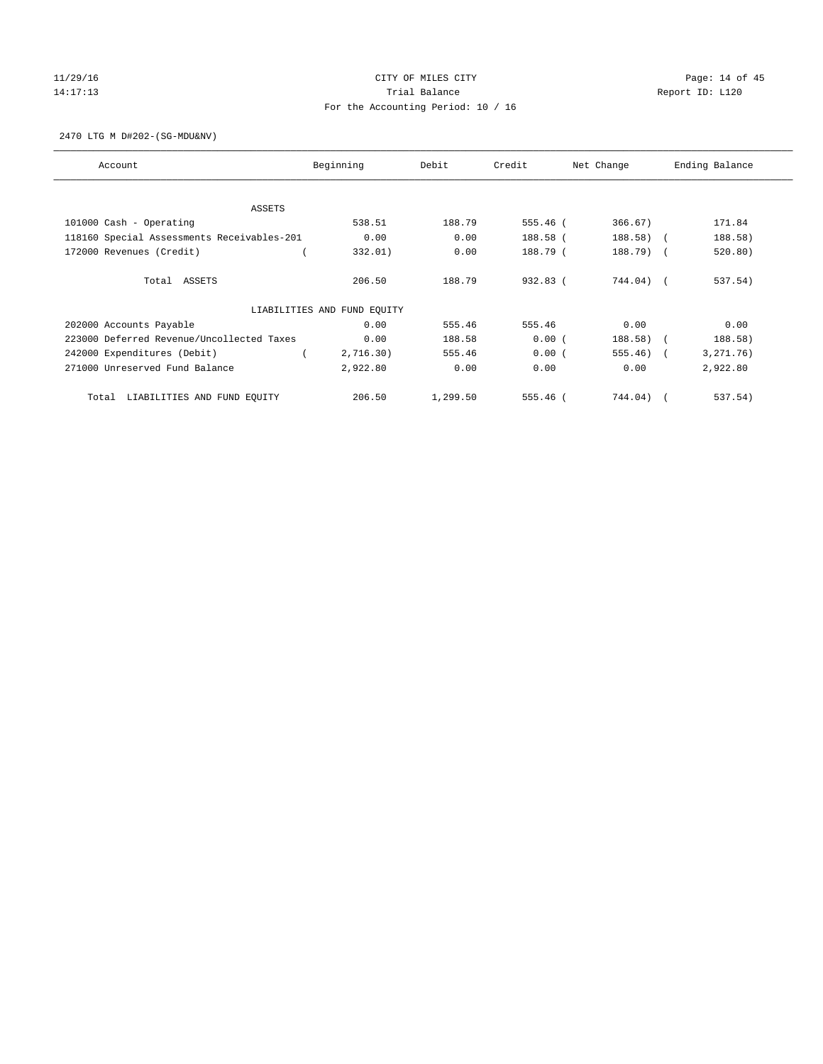# CITY OF MILES CITY

Trial Balance

For the Accounting Period: 10 / 16

11/29/16 14:17:13 — Report ID: L120

2470 LTG M D#202-(SG-MDU&NV)

| Account | Beginning | Debit | Credit | Net Change | Ending Balance |
|---|---|---|---|---|---|
| ASSETS | | | | | |
| 101000 Cash - Operating | 538.51 | 188.79 | 555.46 | ( 366.67) | 171.84 |
| 118160 Special Assessments Receivables-201 | 0.00 | 0.00 | 188.58 | ( 188.58) | ( 188.58) |
| 172000 Revenues (Credit) | ( 332.01) | 0.00 | 188.79 | ( 188.79) | ( 520.80) |
| Total ASSETS | 206.50 | 188.79 | 932.83 | ( 744.04) | ( 537.54) |
| LIABILITIES AND FUND EQUITY | | | | | |
| 202000 Accounts Payable | 0.00 | 555.46 | 555.46 | 0.00 | 0.00 |
| 223000 Deferred Revenue/Uncollected Taxes | 0.00 | 188.58 | 0.00 | ( 188.58) | ( 188.58) |
| 242000 Expenditures (Debit) | ( 2,716.30) | 555.46 | 0.00 | ( 555.46) | ( 3,271.76) |
| 271000 Unreserved Fund Balance | 2,922.80 | 0.00 | 0.00 | 0.00 | 2,922.80 |
| Total LIABILITIES AND FUND EQUITY | 206.50 | 1,299.50 | 555.46 | ( 744.04) | ( 537.54) |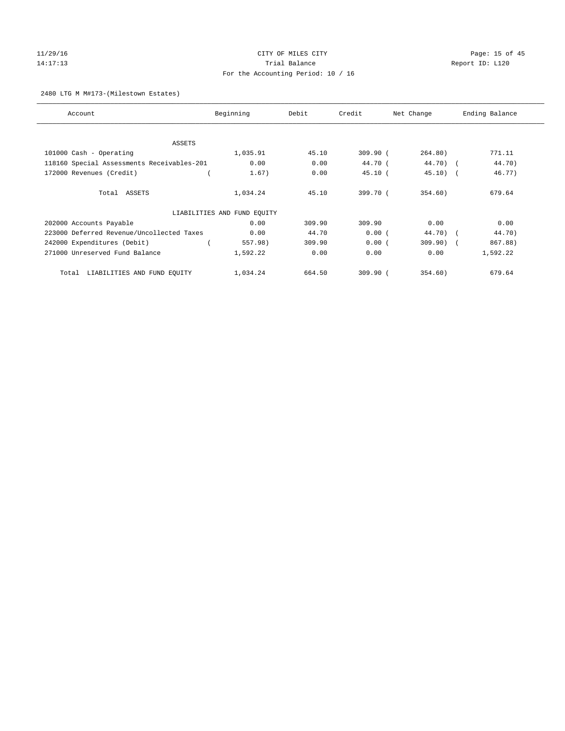CITY OF MILES CITY
Trial Balance
For the Accounting Period: 10 / 16

2480 LTG M M#173-(Milestown Estates)

| Account | Beginning | Debit | Credit | Net Change | Ending Balance |
|---|---|---|---|---|---|
| ASSETS | | | | | |
| 101000 Cash - Operating | 1,035.91 | 45.10 | 309.90 | ( 264.80) | 771.11 |
| 118160 Special Assessments Receivables-201 | 0.00 | 0.00 | 44.70 | ( 44.70) | ( 44.70) |
| 172000 Revenues (Credit) | ( 1.67) | 0.00 | 45.10 | ( 45.10) | ( 46.77) |
| Total ASSETS | 1,034.24 | 45.10 | 399.70 | ( 354.60) | 679.64 |
| LIABILITIES AND FUND EQUITY | | | | | |
| 202000 Accounts Payable | 0.00 | 309.90 | 309.90 | 0.00 | 0.00 |
| 223000 Deferred Revenue/Uncollected Taxes | 0.00 | 44.70 | 0.00 | ( 44.70) | ( 44.70) |
| 242000 Expenditures (Debit) | ( 557.98) | 309.90 | 0.00 | ( 309.90) | ( 867.88) |
| 271000 Unreserved Fund Balance | 1,592.22 | 0.00 | 0.00 | 0.00 | 1,592.22 |
| Total LIABILITIES AND FUND EQUITY | 1,034.24 | 664.50 | 309.90 | ( 354.60) | 679.64 |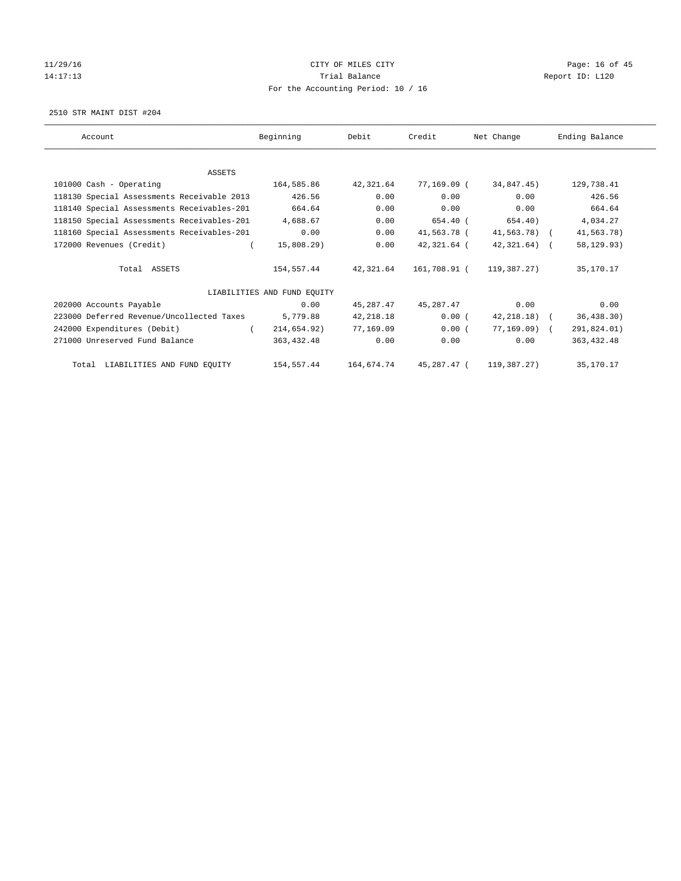CITY OF MILES CITY
Trial Balance
For the Accounting Period: 10 / 16

11/29/16
14:17:13

Report ID: L120

2510 STR MAINT DIST #204

| Account | Beginning | Debit | Credit | Net Change | Ending Balance |
|---|---|---|---|---|---|
| ASSETS | | | | | |
| 101000 Cash - Operating | 164,585.86 | 42,321.64 | 77,169.09 | ( 34,847.45) | 129,738.41 |
| 118130 Special Assessments Receivable 2013 | 426.56 | 0.00 | 0.00 | 0.00 | 426.56 |
| 118140 Special Assessments Receivables-201 | 664.64 | 0.00 | 0.00 | 0.00 | 664.64 |
| 118150 Special Assessments Receivables-201 | 4,688.67 | 0.00 | 654.40 | ( 654.40) | 4,034.27 |
| 118160 Special Assessments Receivables-201 | 0.00 | 0.00 | 41,563.78 | ( 41,563.78) | ( 41,563.78) |
| 172000 Revenues (Credit) | ( 15,808.29) | 0.00 | 42,321.64 | ( 42,321.64) | ( 58,129.93) |
| Total ASSETS | 154,557.44 | 42,321.64 | 161,708.91 | ( 119,387.27) | 35,170.17 |
| LIABILITIES AND FUND EQUITY | | | | | |
| 202000 Accounts Payable | 0.00 | 45,287.47 | 45,287.47 | 0.00 | 0.00 |
| 223000 Deferred Revenue/Uncollected Taxes | 5,779.88 | 42,218.18 | 0.00 | ( 42,218.18) | ( 36,438.30) |
| 242000 Expenditures (Debit) | ( 214,654.92) | 77,169.09 | 0.00 | ( 77,169.09) | ( 291,824.01) |
| 271000 Unreserved Fund Balance | 363,432.48 | 0.00 | 0.00 | 0.00 | 363,432.48 |
| Total LIABILITIES AND FUND EQUITY | 154,557.44 | 164,674.74 | 45,287.47 | ( 119,387.27) | 35,170.17 |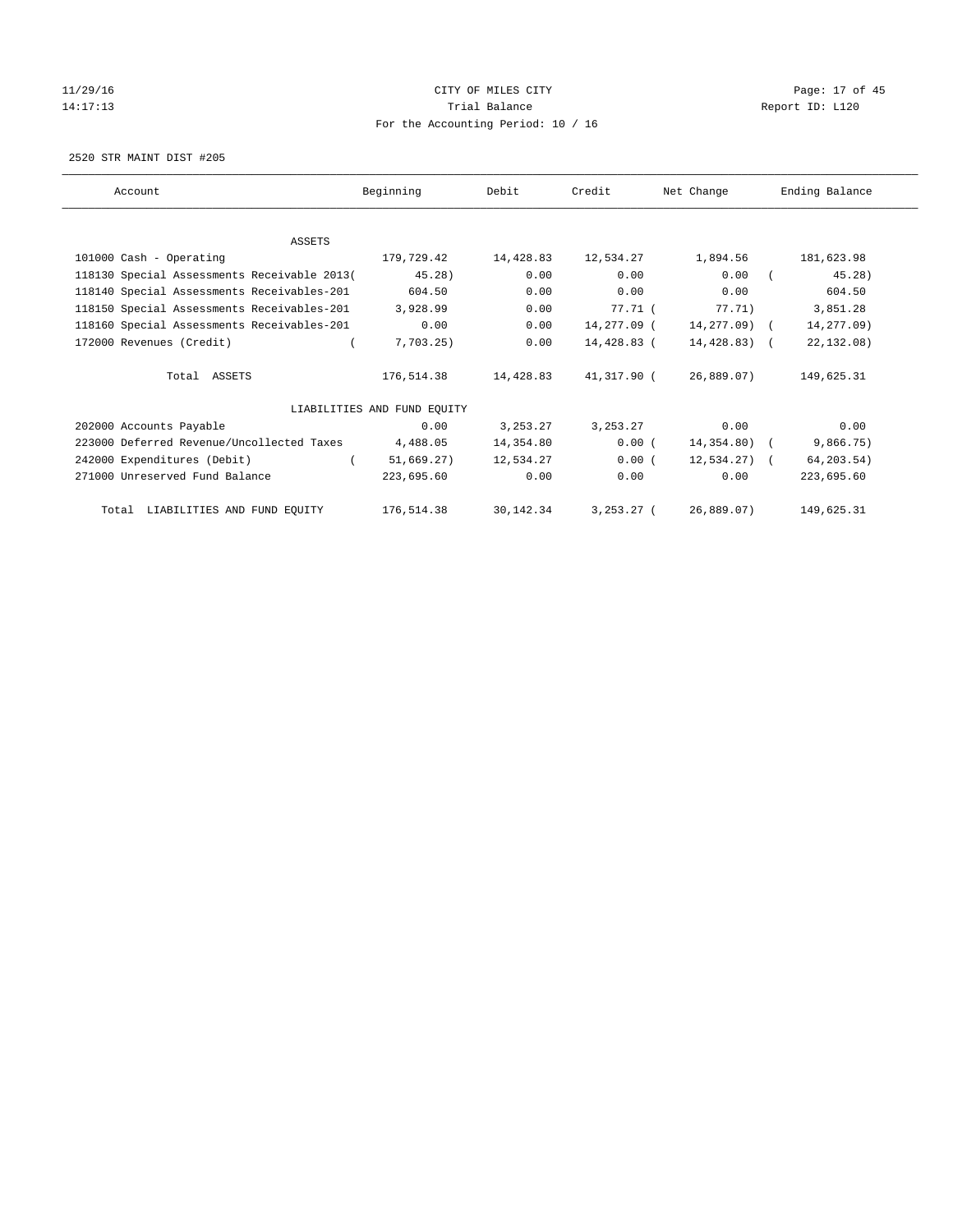CITY OF MILES CITY

Trial Balance

For the Accounting Period: 10 / 16

2520 STR MAINT DIST #205

| Account | Beginning | Debit | Credit | Net Change | Ending Balance |
|---|---|---|---|---|---|
| ASSETS | | | | | |
| 101000 Cash - Operating | 179,729.42 | 14,428.83 | 12,534.27 | 1,894.56 | 181,623.98 |
| 118130 Special Assessments Receivable 2013 | (45.28) | 0.00 | 0.00 | 0.00 | (45.28) |
| 118140 Special Assessments Receivables-201 | 604.50 | 0.00 | 0.00 | 0.00 | 604.50 |
| 118150 Special Assessments Receivables-201 | 3,928.99 | 0.00 | 77.71 | (77.71) | 3,851.28 |
| 118160 Special Assessments Receivables-201 | 0.00 | 0.00 | 14,277.09 | (14,277.09) | (14,277.09) |
| 172000 Revenues (Credit) | (7,703.25) | 0.00 | 14,428.83 | (14,428.83) | (22,132.08) |
| Total ASSETS | 176,514.38 | 14,428.83 | 41,317.90 | (26,889.07) | 149,625.31 |
| LIABILITIES AND FUND EQUITY | | | | | |
| 202000 Accounts Payable | 0.00 | 3,253.27 | 3,253.27 | 0.00 | 0.00 |
| 223000 Deferred Revenue/Uncollected Taxes | 4,488.05 | 14,354.80 | 0.00 | (14,354.80) | (9,866.75) |
| 242000 Expenditures (Debit) | (51,669.27) | 12,534.27 | 0.00 | (12,534.27) | (64,203.54) |
| 271000 Unreserved Fund Balance | 223,695.60 | 0.00 | 0.00 | 0.00 | 223,695.60 |
| Total LIABILITIES AND FUND EQUITY | 176,514.38 | 30,142.34 | 3,253.27 | (26,889.07) | 149,625.31 |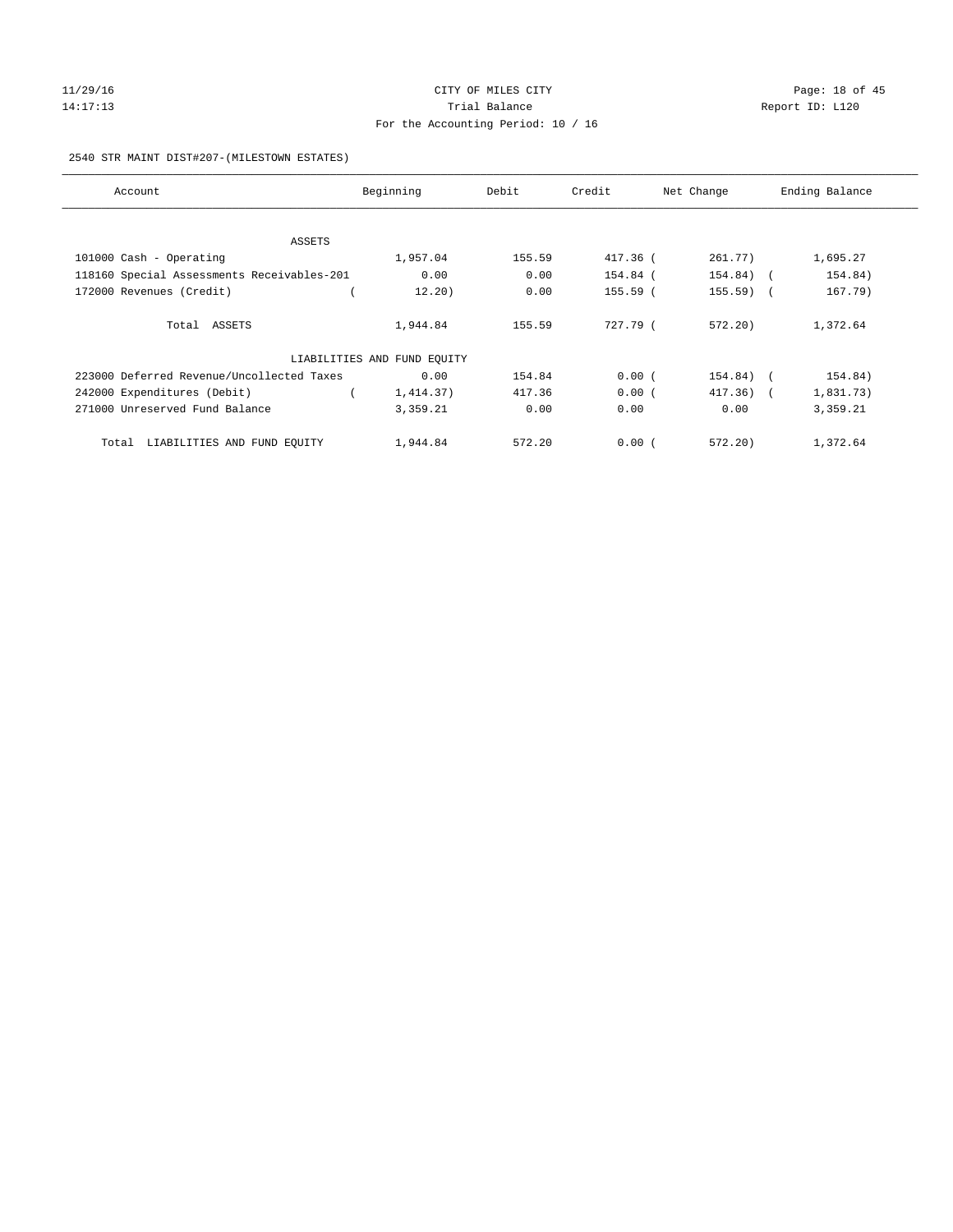CITY OF MILES CITY

Trial Balance

For the Accounting Period: 10 / 16

2540 STR MAINT DIST#207-(MILESTOWN ESTATES)

| Account | Beginning | Debit | Credit | Net Change | Ending Balance |
|---|---|---|---|---|---|
| ASSETS | | | | | |
| 101000 Cash - Operating | 1,957.04 | 155.59 | 417.36 | ( 261.77) | 1,695.27 |
| 118160 Special Assessments Receivables-201 | 0.00 | 0.00 | 154.84 | ( 154.84) | ( 154.84) |
| 172000 Revenues (Credit) | ( 12.20) | 0.00 | 155.59 | ( 155.59) | ( 167.79) |
| Total ASSETS | 1,944.84 | 155.59 | 727.79 | ( 572.20) | 1,372.64 |
| LIABILITIES AND FUND EQUITY | | | | | |
| 223000 Deferred Revenue/Uncollected Taxes | 0.00 | 154.84 | 0.00 | ( 154.84) | ( 154.84) |
| 242000 Expenditures (Debit) | ( 1,414.37) | 417.36 | 0.00 | ( 417.36) | ( 1,831.73) |
| 271000 Unreserved Fund Balance | 3,359.21 | 0.00 | 0.00 | 0.00 | 3,359.21 |
| Total LIABILITIES AND FUND EQUITY | 1,944.84 | 572.20 | 0.00 | ( 572.20) | 1,372.64 |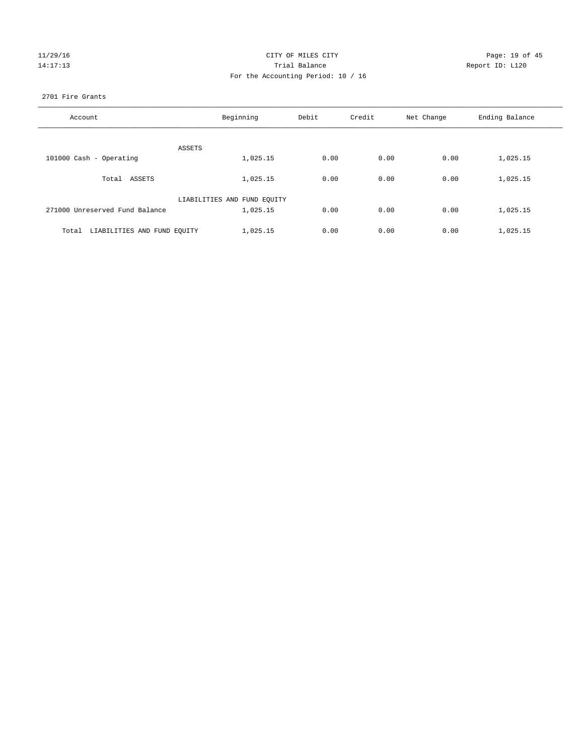CITY OF MILES CITY
Trial Balance
For the Accounting Period: 10 / 16

11/29/16
14:17:13

Report ID: L120

2701 Fire Grants

| Account | Beginning | Debit | Credit | Net Change | Ending Balance |
|---|---|---|---|---|---|
| ASSETS | | | | | |
| 101000 Cash - Operating | 1,025.15 | 0.00 | 0.00 | 0.00 | 1,025.15 |
| Total ASSETS | 1,025.15 | 0.00 | 0.00 | 0.00 | 1,025.15 |
| LIABILITIES AND FUND EQUITY | | | | | |
| 271000 Unreserved Fund Balance | 1,025.15 | 0.00 | 0.00 | 0.00 | 1,025.15 |
| Total LIABILITIES AND FUND EQUITY | 1,025.15 | 0.00 | 0.00 | 0.00 | 1,025.15 |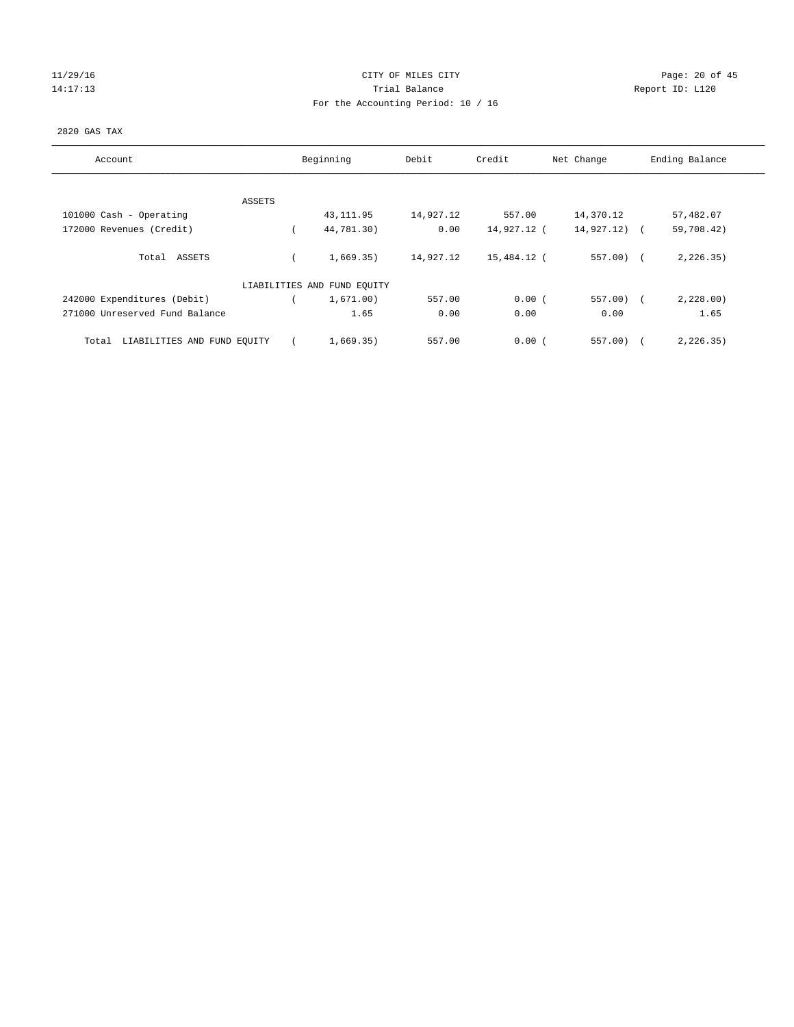# CITY OF MILES CITY

## Trial Balance

For the Accounting Period: 10 / 16

2820 GAS TAX

| Account | Beginning | Debit | Credit | Net Change | Ending Balance |
|---|---|---|---|---|---|
| ASSETS | | | | | |
| 101000 Cash - Operating | 43,111.95 | 14,927.12 | 557.00 | 14,370.12 | 57,482.07 |
| 172000 Revenues (Credit) | ( 44,781.30) | 0.00 | 14,927.12 | ( 14,927.12) | ( 59,708.42) |
| Total ASSETS | ( 1,669.35) | 14,927.12 | 15,484.12 | ( 557.00) | ( 2,226.35) |
| LIABILITIES AND FUND EQUITY | | | | | |
| 242000 Expenditures (Debit) | ( 1,671.00) | 557.00 | 0.00 | ( 557.00) | ( 2,228.00) |
| 271000 Unreserved Fund Balance | 1.65 | 0.00 | 0.00 | 0.00 | 1.65 |
| Total LIABILITIES AND FUND EQUITY | ( 1,669.35) | 557.00 | 0.00 | ( 557.00) | ( 2,226.35) |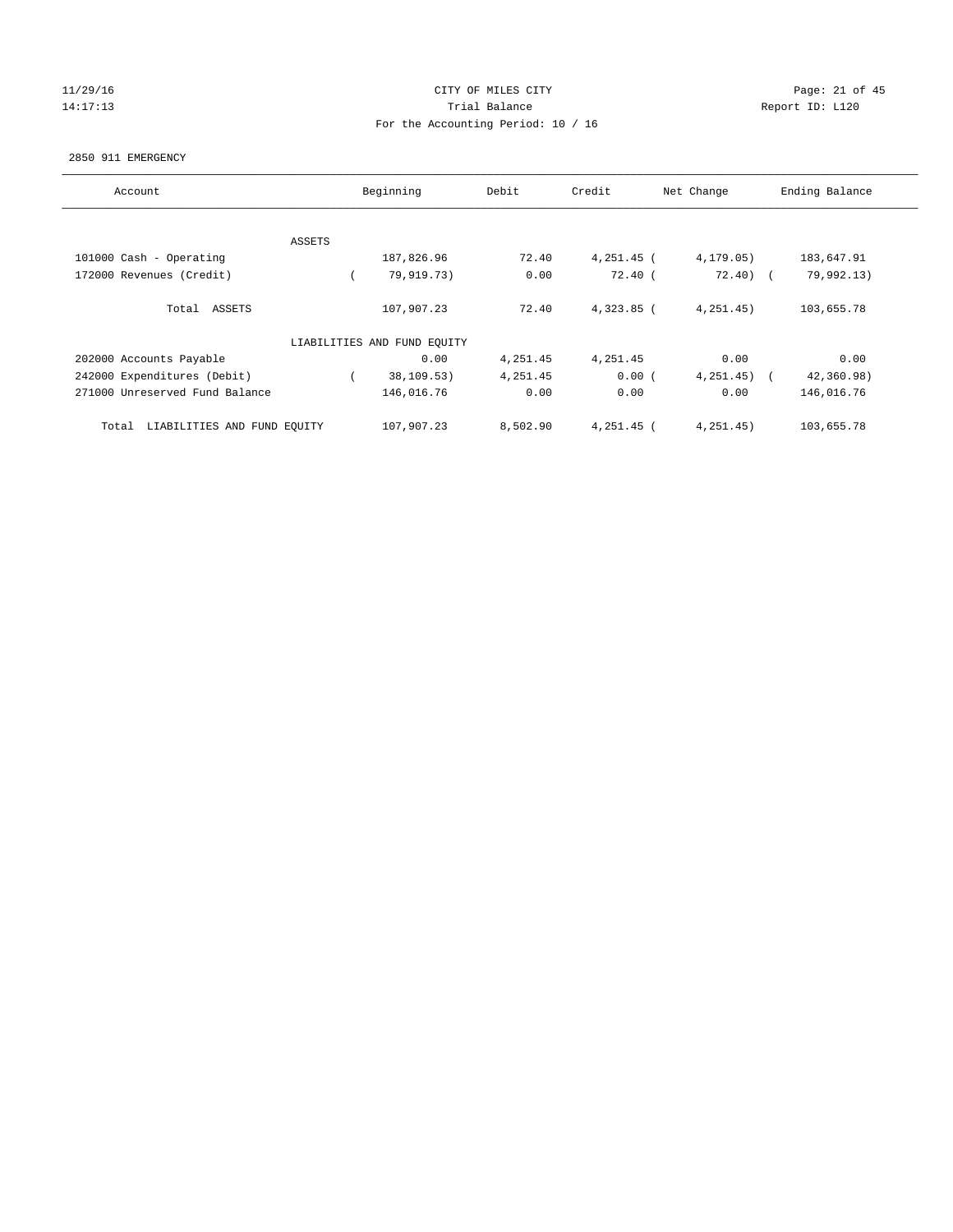# CITY OF MILES CITY

## Trial Balance

For the Accounting Period: 10 / 16

11/29/16 14:17:13 — Report ID: L120

### 2850 911 EMERGENCY

| Account | Beginning | Debit | Credit | Net Change | Ending Balance |
|---|---|---|---|---|---|
| **ASSETS** | | | | | |
| 101000 Cash - Operating | 187,826.96 | 72.40 | 4,251.45 | (4,179.05) | 183,647.91 |
| 172000 Revenues (Credit) | (79,919.73) | 0.00 | 72.40 | (72.40) | (79,992.13) |
| Total ASSETS | 107,907.23 | 72.40 | 4,323.85 | (4,251.45) | 103,655.78 |
| **LIABILITIES AND FUND EQUITY** | | | | | |
| 202000 Accounts Payable | 0.00 | 4,251.45 | 4,251.45 | 0.00 | 0.00 |
| 242000 Expenditures (Debit) | (38,109.53) | 4,251.45 | 0.00 | (4,251.45) | (42,360.98) |
| 271000 Unreserved Fund Balance | 146,016.76 | 0.00 | 0.00 | 0.00 | 146,016.76 |
| Total LIABILITIES AND FUND EQUITY | 107,907.23 | 8,502.90 | 4,251.45 | (4,251.45) | 103,655.78 |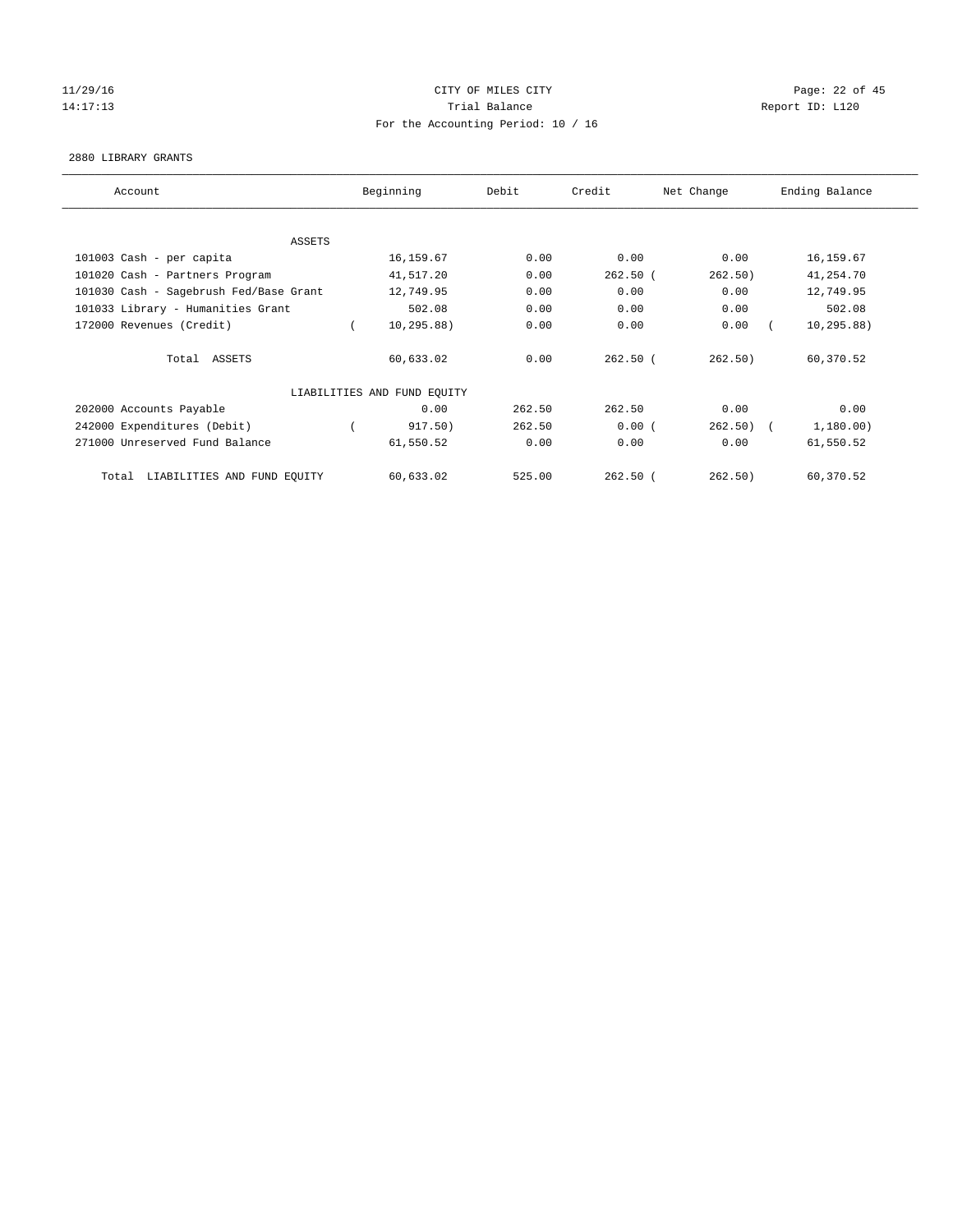CITY OF MILES CITY
Trial Balance
For the Accounting Period: 10 / 16

11/29/16
14:17:13

Report ID: L120

2880 LIBRARY GRANTS

| Account | Beginning | Debit | Credit | Net Change | Ending Balance |
|---|---|---|---|---|---|
| ASSETS | | | | | |
| 101003 Cash - per capita | 16,159.67 | 0.00 | 0.00 | 0.00 | 16,159.67 |
| 101020 Cash - Partners Program | 41,517.20 | 0.00 | 262.50 | ( 262.50) | 41,254.70 |
| 101030 Cash - Sagebrush Fed/Base Grant | 12,749.95 | 0.00 | 0.00 | 0.00 | 12,749.95 |
| 101033 Library - Humanities Grant | 502.08 | 0.00 | 0.00 | 0.00 | 502.08 |
| 172000 Revenues (Credit) | ( 10,295.88) | 0.00 | 0.00 | 0.00 | ( 10,295.88) |
| Total ASSETS | 60,633.02 | 0.00 | 262.50 | ( 262.50) | 60,370.52 |
| LIABILITIES AND FUND EQUITY | | | | | |
| 202000 Accounts Payable | 0.00 | 262.50 | 262.50 | 0.00 | 0.00 |
| 242000 Expenditures (Debit) | ( 917.50) | 262.50 | 0.00 | ( 262.50) | ( 1,180.00) |
| 271000 Unreserved Fund Balance | 61,550.52 | 0.00 | 0.00 | 0.00 | 61,550.52 |
| Total LIABILITIES AND FUND EQUITY | 60,633.02 | 525.00 | 262.50 | ( 262.50) | 60,370.52 |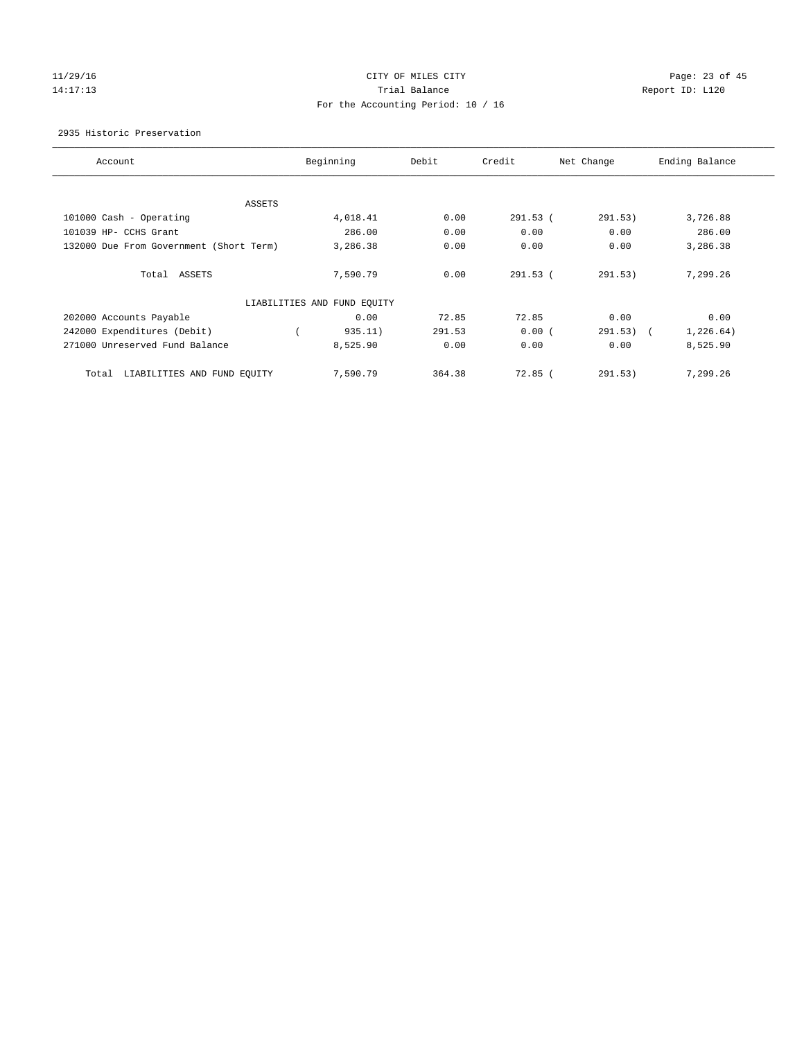11/29/16 14:17:13

# CITY OF MILES CITY
## Trial Balance
### For the Accounting Period: 10 / 16

Report ID: L120

2935 Historic Preservation

| Account | Beginning | Debit | Credit | Net Change | Ending Balance |
|---|---|---|---|---|---|
| ASSETS | | | | | |
| 101000 Cash - Operating | 4,018.41 | 0.00 | 291.53 | ( 291.53) | 3,726.88 |
| 101039 HP- CCHS Grant | 286.00 | 0.00 | 0.00 | 0.00 | 286.00 |
| 132000 Due From Government (Short Term) | 3,286.38 | 0.00 | 0.00 | 0.00 | 3,286.38 |
| Total ASSETS | 7,590.79 | 0.00 | 291.53 | ( 291.53) | 7,299.26 |
| LIABILITIES AND FUND EQUITY | | | | | |
| 202000 Accounts Payable | 0.00 | 72.85 | 72.85 | 0.00 | 0.00 |
| 242000 Expenditures (Debit) | ( 935.11) | 291.53 | 0.00 | ( 291.53) | ( 1,226.64) |
| 271000 Unreserved Fund Balance | 8,525.90 | 0.00 | 0.00 | 0.00 | 8,525.90 |
| Total LIABILITIES AND FUND EQUITY | 7,590.79 | 364.38 | 72.85 | ( 291.53) | 7,299.26 |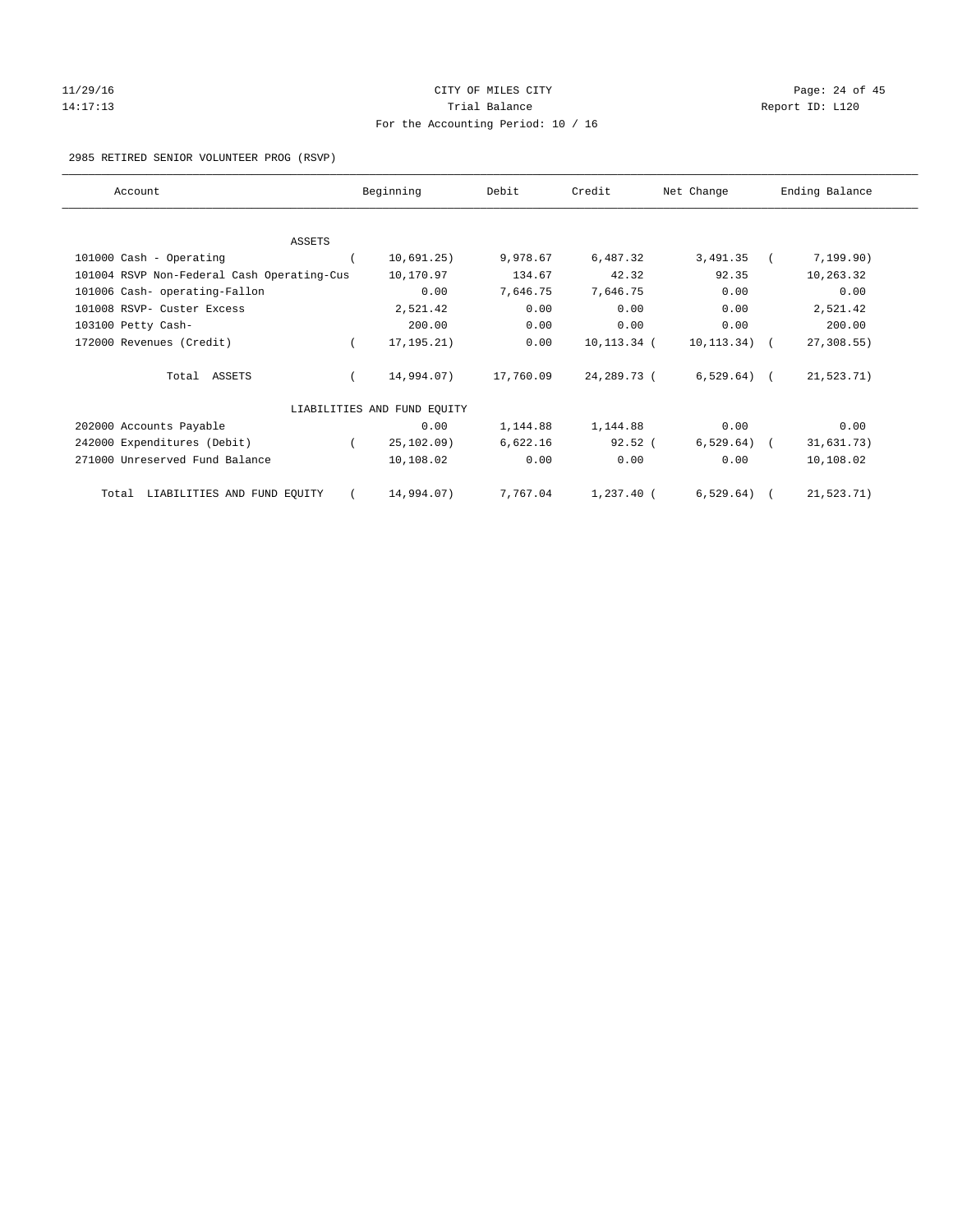CITY OF MILES CITY

Trial Balance

For the Accounting Period: 10 / 16

2985 RETIRED SENIOR VOLUNTEER PROG (RSVP)

| Account | Beginning | Debit | Credit | Net Change | Ending Balance |
|---|---|---|---|---|---|
| ASSETS | | | | | |
| 101000 Cash - Operating | ( 10,691.25) | 9,978.67 | 6,487.32 | 3,491.35 | ( 7,199.90) |
| 101004 RSVP Non-Federal Cash Operating-Cus | 10,170.97 | 134.67 | 42.32 | 92.35 | 10,263.32 |
| 101006 Cash- operating-Fallon | 0.00 | 7,646.75 | 7,646.75 | 0.00 | 0.00 |
| 101008 RSVP- Custer Excess | 2,521.42 | 0.00 | 0.00 | 0.00 | 2,521.42 |
| 103100 Petty Cash- | 200.00 | 0.00 | 0.00 | 0.00 | 200.00 |
| 172000 Revenues (Credit) | ( 17,195.21) | 0.00 | 10,113.34 | ( 10,113.34) | ( 27,308.55) |
| Total ASSETS | ( 14,994.07) | 17,760.09 | 24,289.73 | ( 6,529.64) | ( 21,523.71) |
| LIABILITIES AND FUND EQUITY | | | | | |
| 202000 Accounts Payable | 0.00 | 1,144.88 | 1,144.88 | 0.00 | 0.00 |
| 242000 Expenditures (Debit) | ( 25,102.09) | 6,622.16 | 92.52 | ( 6,529.64) | ( 31,631.73) |
| 271000 Unreserved Fund Balance | 10,108.02 | 0.00 | 0.00 | 0.00 | 10,108.02 |
| Total LIABILITIES AND FUND EQUITY | ( 14,994.07) | 7,767.04 | 1,237.40 | ( 6,529.64) | ( 21,523.71) |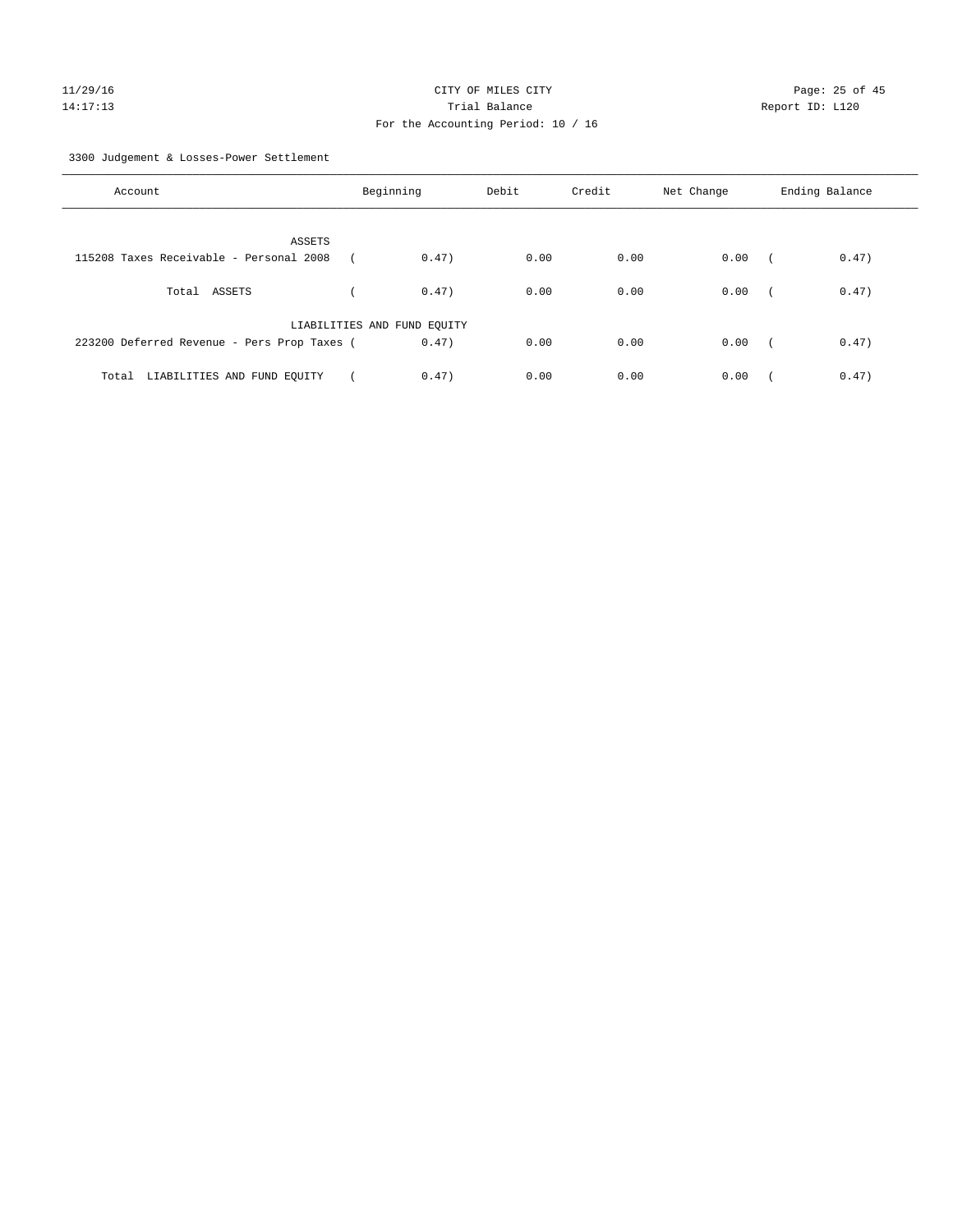3300 Judgement & Losses-Power Settlement

| Account | Beginning | Debit | Credit | Net Change | Ending Balance |
|---|---|---|---|---|---|
| ASSETS | | | | | |
| 115208 Taxes Receivable - Personal 2008 | ( 0.47) | 0.00 | 0.00 | 0.00 | ( 0.47) |
| Total ASSETS | ( 0.47) | 0.00 | 0.00 | 0.00 | ( 0.47) |
| LIABILITIES AND FUND EQUITY | | | | | |
| 223200 Deferred Revenue - Pers Prop Taxes | ( 0.47) | 0.00 | 0.00 | 0.00 | ( 0.47) |
| Total LIABILITIES AND FUND EQUITY | ( 0.47) | 0.00 | 0.00 | 0.00 | ( 0.47) |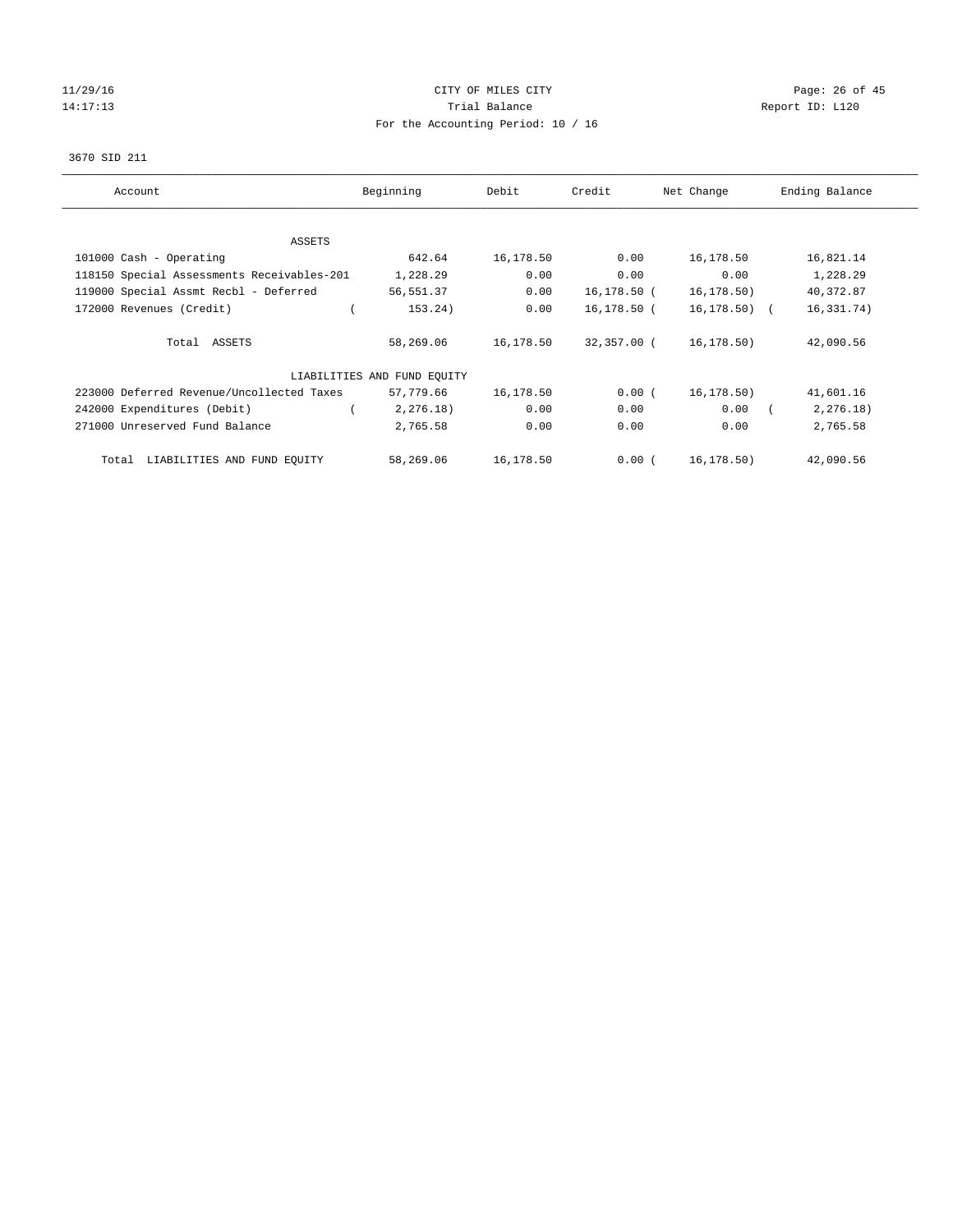CITY OF MILES CITY
Trial Balance
For the Accounting Period: 10 / 16

3670 SID 211

| Account | Beginning | Debit | Credit | Net Change | Ending Balance |
|---|---|---|---|---|---|
| ASSETS | | | | | |
| 101000 Cash - Operating | 642.64 | 16,178.50 | 0.00 | 16,178.50 | 16,821.14 |
| 118150 Special Assessments Receivables-201 | 1,228.29 | 0.00 | 0.00 | 0.00 | 1,228.29 |
| 119000 Special Assmt Recbl - Deferred | 56,551.37 | 0.00 | 16,178.50 | ( 16,178.50) | 40,372.87 |
| 172000 Revenues (Credit) | ( 153.24) | 0.00 | 16,178.50 | ( 16,178.50) | ( 16,331.74) |
| Total ASSETS | 58,269.06 | 16,178.50 | 32,357.00 | ( 16,178.50) | 42,090.56 |
| LIABILITIES AND FUND EQUITY | | | | | |
| 223000 Deferred Revenue/Uncollected Taxes | 57,779.66 | 16,178.50 | 0.00 | ( 16,178.50) | 41,601.16 |
| 242000 Expenditures (Debit) | ( 2,276.18) | 0.00 | 0.00 | 0.00 | ( 2,276.18) |
| 271000 Unreserved Fund Balance | 2,765.58 | 0.00 | 0.00 | 0.00 | 2,765.58 |
| Total LIABILITIES AND FUND EQUITY | 58,269.06 | 16,178.50 | 0.00 | ( 16,178.50) | 42,090.56 |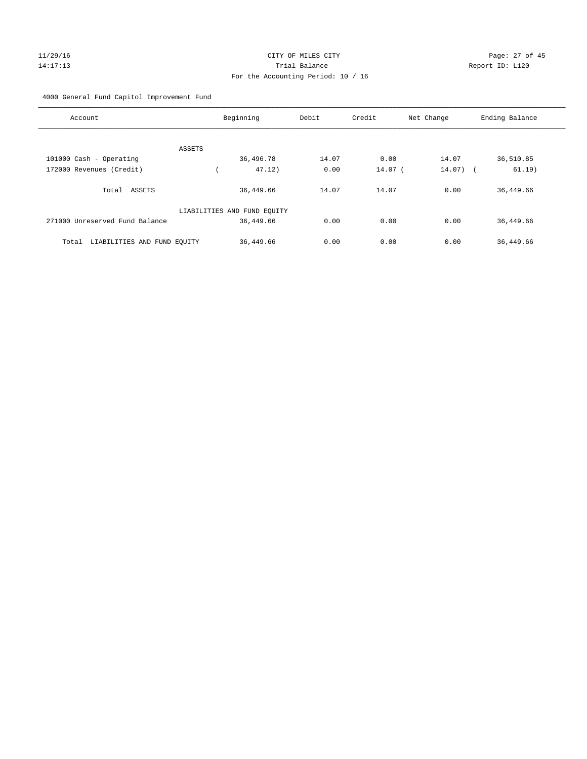CITY OF MILES CITY
Trial Balance
For the Accounting Period: 10 / 16

11/29/16
14:17:13

Report ID: L120

4000 General Fund Capitol Improvement Fund

| Account | Beginning | Debit | Credit | Net Change | Ending Balance |
|---|---|---|---|---|---|
| ASSETS | | | | | |
| 101000 Cash - Operating | 36,496.78 | 14.07 | 0.00 | 14.07 | 36,510.85 |
| 172000 Revenues (Credit) | ( 47.12) | 0.00 | 14.07 | ( 14.07) | ( 61.19) |
| Total ASSETS | 36,449.66 | 14.07 | 14.07 | 0.00 | 36,449.66 |
| LIABILITIES AND FUND EQUITY | | | | | |
| 271000 Unreserved Fund Balance | 36,449.66 | 0.00 | 0.00 | 0.00 | 36,449.66 |
| Total LIABILITIES AND FUND EQUITY | 36,449.66 | 0.00 | 0.00 | 0.00 | 36,449.66 |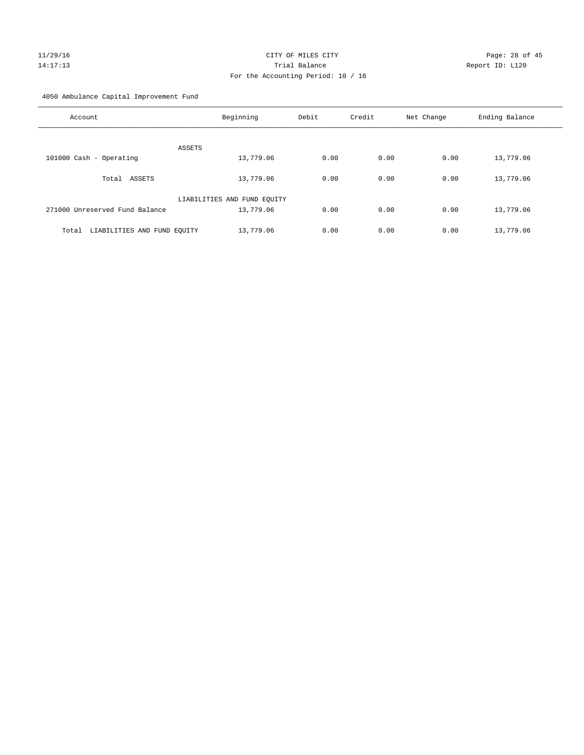CITY OF MILES CITY

Trial Balance

For the Accounting Period: 10 / 16

4050 Ambulance Capital Improvement Fund

| Account | Beginning | Debit | Credit | Net Change | Ending Balance |
|---|---|---|---|---|---|
| ASSETS | | | | | |
| 101000 Cash - Operating | 13,779.06 | 0.00 | 0.00 | 0.00 | 13,779.06 |
| Total ASSETS | 13,779.06 | 0.00 | 0.00 | 0.00 | 13,779.06 |
| LIABILITIES AND FUND EQUITY | | | | | |
| 271000 Unreserved Fund Balance | 13,779.06 | 0.00 | 0.00 | 0.00 | 13,779.06 |
| Total LIABILITIES AND FUND EQUITY | 13,779.06 | 0.00 | 0.00 | 0.00 | 13,779.06 |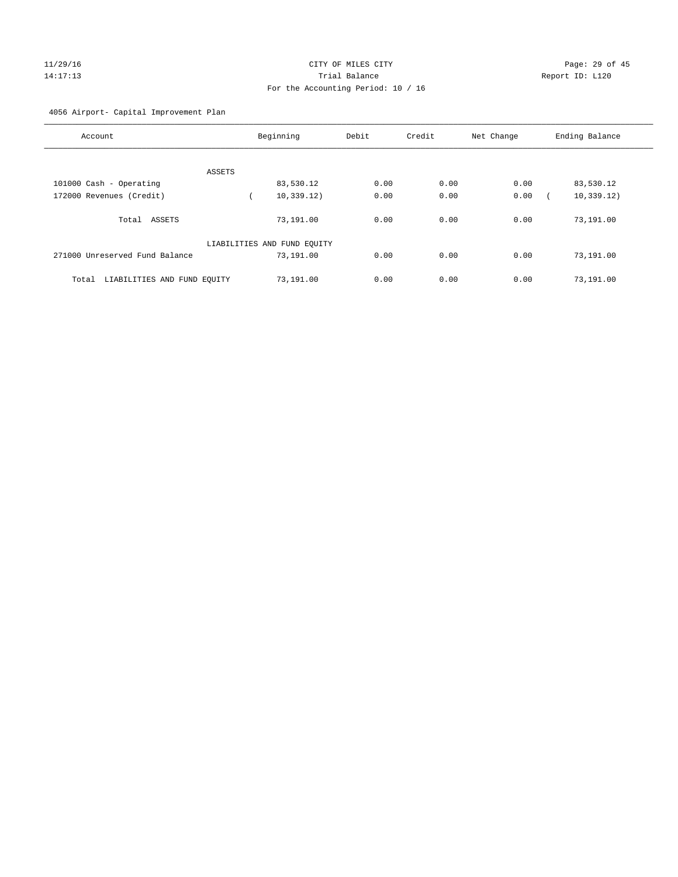CITY OF MILES CITY

Trial Balance

For the Accounting Period: 10 / 16

11/29/16 14:17:13 Report ID: L120

4056 Airport- Capital Improvement Plan

| Account | Beginning | Debit | Credit | Net Change | Ending Balance |
|---|---|---|---|---|---|
| ASSETS | | | | | |
| 101000 Cash - Operating | 83,530.12 | 0.00 | 0.00 | 0.00 | 83,530.12 |
| 172000 Revenues (Credit) | ( 10,339.12) | 0.00 | 0.00 | 0.00 | ( 10,339.12) |
| Total ASSETS | 73,191.00 | 0.00 | 0.00 | 0.00 | 73,191.00 |
| LIABILITIES AND FUND EQUITY | | | | | |
| 271000 Unreserved Fund Balance | 73,191.00 | 0.00 | 0.00 | 0.00 | 73,191.00 |
| Total LIABILITIES AND FUND EQUITY | 73,191.00 | 0.00 | 0.00 | 0.00 | 73,191.00 |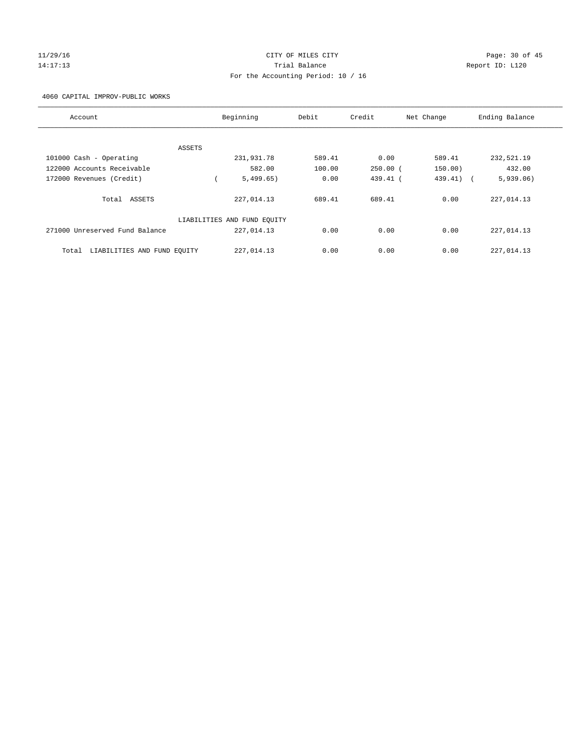CITY OF MILES CITY

Trial Balance

For the Accounting Period: 10 / 16

4060 CAPITAL IMPROV-PUBLIC WORKS

| Account | Beginning | Debit | Credit | Net Change | Ending Balance |
|---|---|---|---|---|---|
| ASSETS | | | | | |
| 101000 Cash - Operating | 231,931.78 | 589.41 | 0.00 | 589.41 | 232,521.19 |
| 122000 Accounts Receivable | 582.00 | 100.00 | 250.00 | (150.00) | 432.00 |
| 172000 Revenues (Credit) | (5,499.65) | 0.00 | 439.41 | (439.41) | (5,939.06) |
| Total ASSETS | 227,014.13 | 689.41 | 689.41 | 0.00 | 227,014.13 |
| LIABILITIES AND FUND EQUITY | | | | | |
| 271000 Unreserved Fund Balance | 227,014.13 | 0.00 | 0.00 | 0.00 | 227,014.13 |
| Total LIABILITIES AND FUND EQUITY | 227,014.13 | 0.00 | 0.00 | 0.00 | 227,014.13 |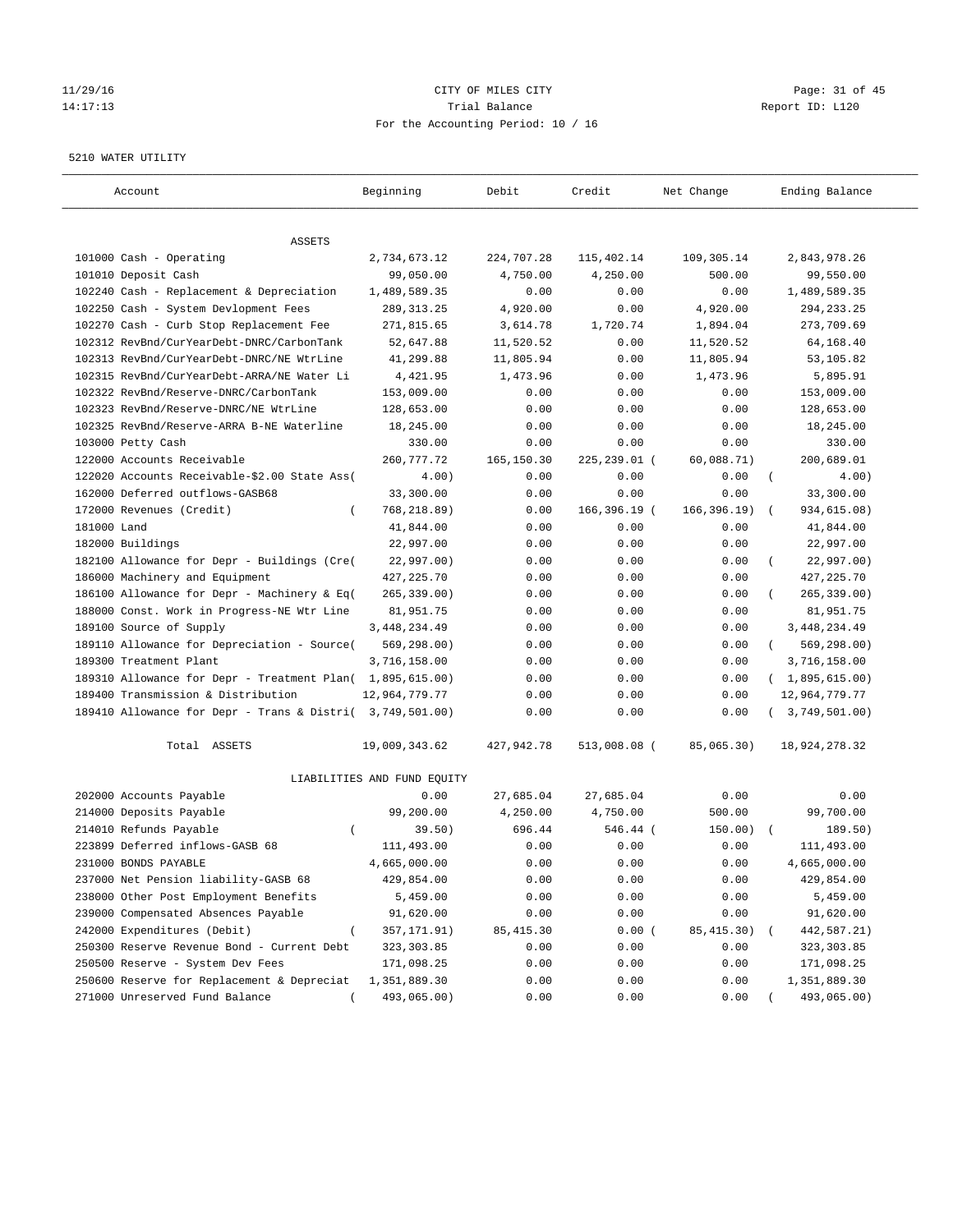CITY OF MILES CITY
Trial Balance
For the Accounting Period: 10 / 16

11/29/16
14:17:13

Report ID: L120

5210 WATER UTILITY

| Account | Beginning | Debit | Credit | Net Change | Ending Balance |
|---|---|---|---|---|---|
| ASSETS | | | | | |
| 101000 Cash - Operating | 2,734,673.12 | 224,707.28 | 115,402.14 | 109,305.14 | 2,843,978.26 |
| 101010 Deposit Cash | 99,050.00 | 4,750.00 | 4,250.00 | 500.00 | 99,550.00 |
| 102240 Cash - Replacement & Depreciation | 1,489,589.35 | 0.00 | 0.00 | 0.00 | 1,489,589.35 |
| 102250 Cash - System Devlopment Fees | 289,313.25 | 4,920.00 | 0.00 | 4,920.00 | 294,233.25 |
| 102270 Cash - Curb Stop Replacement Fee | 271,815.65 | 3,614.78 | 1,720.74 | 1,894.04 | 273,709.69 |
| 102312 RevBnd/CurYearDebt-DNRC/CarbonTank | 52,647.88 | 11,520.52 | 0.00 | 11,520.52 | 64,168.40 |
| 102313 RevBnd/CurYearDebt-DNRC/NE WtrLine | 41,299.88 | 11,805.94 | 0.00 | 11,805.94 | 53,105.82 |
| 102315 RevBnd/CurYearDebt-ARRA/NE Water Li | 4,421.95 | 1,473.96 | 0.00 | 1,473.96 | 5,895.91 |
| 102322 RevBnd/Reserve-DNRC/CarbonTank | 153,009.00 | 0.00 | 0.00 | 0.00 | 153,009.00 |
| 102323 RevBnd/Reserve-DNRC/NE WtrLine | 128,653.00 | 0.00 | 0.00 | 0.00 | 128,653.00 |
| 102325 RevBnd/Reserve-ARRA B-NE Waterline | 18,245.00 | 0.00 | 0.00 | 0.00 | 18,245.00 |
| 103000 Petty Cash | 330.00 | 0.00 | 0.00 | 0.00 | 330.00 |
| 122000 Accounts Receivable | 260,777.72 | 165,150.30 | 225,239.01 | ( 60,088.71) | 200,689.01 |
| 122020 Accounts Receivable-$2.00 State Ass( | 4.00) | 0.00 | 0.00 | 0.00 | ( 4.00) |
| 162000 Deferred outflows-GASB68 | 33,300.00 | 0.00 | 0.00 | 0.00 | 33,300.00 |
| 172000 Revenues (Credit) | ( 768,218.89) | 0.00 | 166,396.19 | ( 166,396.19) | ( 934,615.08) |
| 181000 Land | 41,844.00 | 0.00 | 0.00 | 0.00 | 41,844.00 |
| 182000 Buildings | 22,997.00 | 0.00 | 0.00 | 0.00 | 22,997.00 |
| 182100 Allowance for Depr - Buildings (Cre( | 22,997.00) | 0.00 | 0.00 | 0.00 | ( 22,997.00) |
| 186000 Machinery and Equipment | 427,225.70 | 0.00 | 0.00 | 0.00 | 427,225.70 |
| 186100 Allowance for Depr - Machinery & Eq( | 265,339.00) | 0.00 | 0.00 | 0.00 | ( 265,339.00) |
| 188000 Const. Work in Progress-NE Wtr Line | 81,951.75 | 0.00 | 0.00 | 0.00 | 81,951.75 |
| 189100 Source of Supply | 3,448,234.49 | 0.00 | 0.00 | 0.00 | 3,448,234.49 |
| 189110 Allowance for Depreciation - Source( | 569,298.00) | 0.00 | 0.00 | 0.00 | ( 569,298.00) |
| 189300 Treatment Plant | 3,716,158.00 | 0.00 | 0.00 | 0.00 | 3,716,158.00 |
| 189310 Allowance for Depr - Treatment Plan( | 1,895,615.00) | 0.00 | 0.00 | 0.00 | ( 1,895,615.00) |
| 189400 Transmission & Distribution | 12,964,779.77 | 0.00 | 0.00 | 0.00 | 12,964,779.77 |
| 189410 Allowance for Depr - Trans & Distri( | 3,749,501.00) | 0.00 | 0.00 | 0.00 | ( 3,749,501.00) |
| Total ASSETS | 19,009,343.62 | 427,942.78 | 513,008.08 | ( 85,065.30) | 18,924,278.32 |
| LIABILITIES AND FUND EQUITY | | | | | |
| 202000 Accounts Payable | 0.00 | 27,685.04 | 27,685.04 | 0.00 | 0.00 |
| 214000 Deposits Payable | 99,200.00 | 4,250.00 | 4,750.00 | 500.00 | 99,700.00 |
| 214010 Refunds Payable | ( 39.50) | 696.44 | 546.44 | ( 150.00) | ( 189.50) |
| 223899 Deferred inflows-GASB 68 | 111,493.00 | 0.00 | 0.00 | 0.00 | 111,493.00 |
| 231000 BONDS PAYABLE | 4,665,000.00 | 0.00 | 0.00 | 0.00 | 4,665,000.00 |
| 237000 Net Pension liability-GASB 68 | 429,854.00 | 0.00 | 0.00 | 0.00 | 429,854.00 |
| 238000 Other Post Employment Benefits | 5,459.00 | 0.00 | 0.00 | 0.00 | 5,459.00 |
| 239000 Compensated Absences Payable | 91,620.00 | 0.00 | 0.00 | 0.00 | 91,620.00 |
| 242000 Expenditures (Debit) | ( 357,171.91) | 85,415.30 | 0.00 | ( 85,415.30) | ( 442,587.21) |
| 250300 Reserve Revenue Bond - Current Debt | 323,303.85 | 0.00 | 0.00 | 0.00 | 323,303.85 |
| 250500 Reserve - System Dev Fees | 171,098.25 | 0.00 | 0.00 | 0.00 | 171,098.25 |
| 250600 Reserve for Replacement & Depreciat | 1,351,889.30 | 0.00 | 0.00 | 0.00 | 1,351,889.30 |
| 271000 Unreserved Fund Balance | ( 493,065.00) | 0.00 | 0.00 | 0.00 | ( 493,065.00) |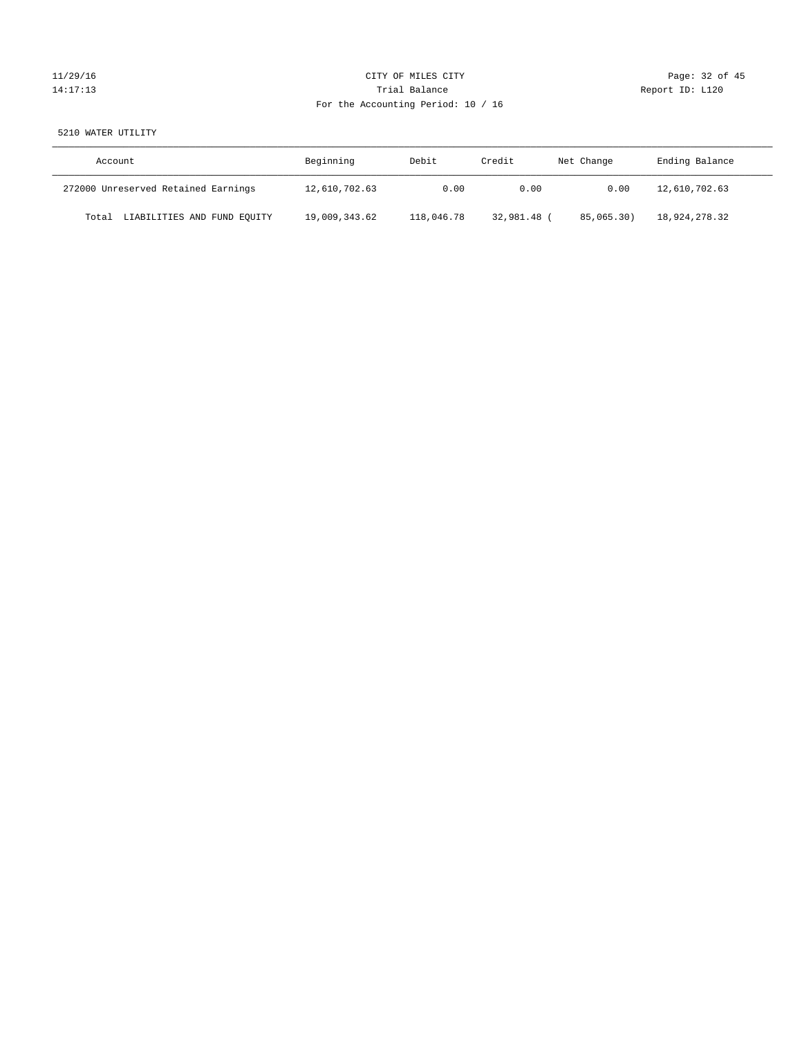CITY OF MILES CITY

Trial Balance

For the Accounting Period: 10 / 16

5210 WATER UTILITY

| Account | Beginning | Debit | Credit | Net Change | Ending Balance |
|---|---|---|---|---|---|
| 272000 Unreserved Retained Earnings | 12,610,702.63 | 0.00 | 0.00 | 0.00 | 12,610,702.63 |
| Total LIABILITIES AND FUND EQUITY | 19,009,343.62 | 118,046.78 | 32,981.48 | ( 85,065.30) | 18,924,278.32 |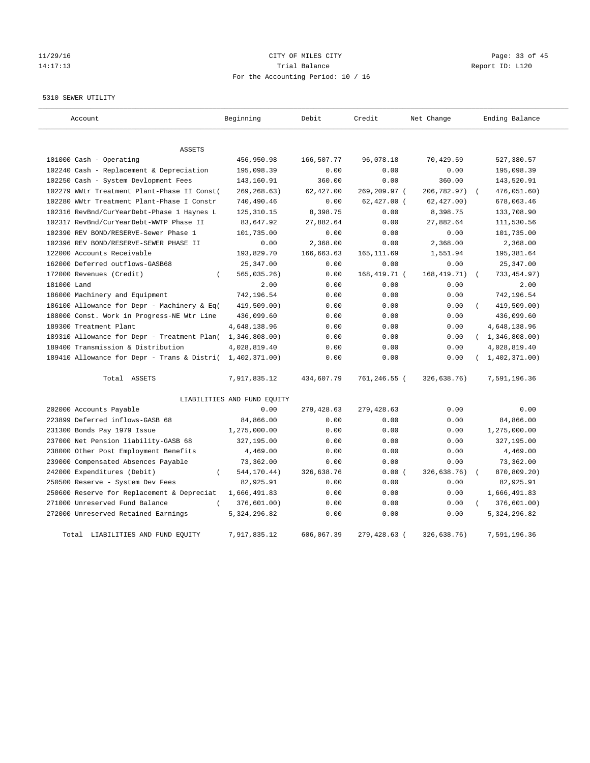CITY OF MILES CITY
Trial Balance
For the Accounting Period: 10 / 16

11/29/16 14:17:13 — Report ID: L120

5310 SEWER UTILITY

| Account | Beginning | Debit | Credit | Net Change | Ending Balance |
|---|---|---|---|---|---|
| **ASSETS** | | | | | |
| 101000 Cash - Operating | 456,950.98 | 166,507.77 | 96,078.18 | 70,429.59 | 527,380.57 |
| 102240 Cash - Replacement & Depreciation | 195,098.39 | 0.00 | 0.00 | 0.00 | 195,098.39 |
| 102250 Cash - System Devlopment Fees | 143,160.91 | 360.00 | 0.00 | 360.00 | 143,520.91 |
| 102279 WWtr Treatment Plant-Phase II Const | (269,268.63) | 62,427.00 | 269,209.97 | (206,782.97) | (476,051.60) |
| 102280 WWtr Treatment Plant-Phase I Constr | 740,490.46 | 0.00 | 62,427.00 | (62,427.00) | 678,063.46 |
| 102316 RevBnd/CurYearDebt-Phase 1 Haynes L | 125,310.15 | 8,398.75 | 0.00 | 8,398.75 | 133,708.90 |
| 102317 RevBnd/CurYearDebt-WWTP Phase II | 83,647.92 | 27,882.64 | 0.00 | 27,882.64 | 111,530.56 |
| 102390 REV BOND/RESERVE-Sewer Phase 1 | 101,735.00 | 0.00 | 0.00 | 0.00 | 101,735.00 |
| 102396 REV BOND/RESERVE-SEWER PHASE II | 0.00 | 2,368.00 | 0.00 | 2,368.00 | 2,368.00 |
| 122000 Accounts Receivable | 193,829.70 | 166,663.63 | 165,111.69 | 1,551.94 | 195,381.64 |
| 162000 Deferred outflows-GASB68 | 25,347.00 | 0.00 | 0.00 | 0.00 | 25,347.00 |
| 172000 Revenues (Credit) | (565,035.26) | 0.00 | 168,419.71 | (168,419.71) | (733,454.97) |
| 181000 Land | 2.00 | 0.00 | 0.00 | 0.00 | 2.00 |
| 186000 Machinery and Equipment | 742,196.54 | 0.00 | 0.00 | 0.00 | 742,196.54 |
| 186100 Allowance for Depr - Machinery & Eq | (419,509.00) | 0.00 | 0.00 | 0.00 | (419,509.00) |
| 188000 Const. Work in Progress-NE Wtr Line | 436,099.60 | 0.00 | 0.00 | 0.00 | 436,099.60 |
| 189300 Treatment Plant | 4,648,138.96 | 0.00 | 0.00 | 0.00 | 4,648,138.96 |
| 189310 Allowance for Depr - Treatment Plan | (1,346,808.00) | 0.00 | 0.00 | 0.00 | (1,346,808.00) |
| 189400 Transmission & Distribution | 4,028,819.40 | 0.00 | 0.00 | 0.00 | 4,028,819.40 |
| 189410 Allowance for Depr - Trans & Distri | (1,402,371.00) | 0.00 | 0.00 | 0.00 | (1,402,371.00) |
| Total ASSETS | 7,917,835.12 | 434,607.79 | 761,246.55 | (326,638.76) | 7,591,196.36 |
| **LIABILITIES AND FUND EQUITY** | | | | | |
| 202000 Accounts Payable | 0.00 | 279,428.63 | 279,428.63 | 0.00 | 0.00 |
| 223899 Deferred inflows-GASB 68 | 84,866.00 | 0.00 | 0.00 | 0.00 | 84,866.00 |
| 231300 Bonds Pay 1979 Issue | 1,275,000.00 | 0.00 | 0.00 | 0.00 | 1,275,000.00 |
| 237000 Net Pension liability-GASB 68 | 327,195.00 | 0.00 | 0.00 | 0.00 | 327,195.00 |
| 238000 Other Post Employment Benefits | 4,469.00 | 0.00 | 0.00 | 0.00 | 4,469.00 |
| 239000 Compensated Absences Payable | 73,362.00 | 0.00 | 0.00 | 0.00 | 73,362.00 |
| 242000 Expenditures (Debit) | (544,170.44) | 326,638.76 | 0.00 | (326,638.76) | (870,809.20) |
| 250500 Reserve - System Dev Fees | 82,925.91 | 0.00 | 0.00 | 0.00 | 82,925.91 |
| 250600 Reserve for Replacement & Depreciat | 1,666,491.83 | 0.00 | 0.00 | 0.00 | 1,666,491.83 |
| 271000 Unreserved Fund Balance | (376,601.00) | 0.00 | 0.00 | 0.00 | (376,601.00) |
| 272000 Unreserved Retained Earnings | 5,324,296.82 | 0.00 | 0.00 | 0.00 | 5,324,296.82 |
| Total LIABILITIES AND FUND EQUITY | 7,917,835.12 | 606,067.39 | 279,428.63 | (326,638.76) | 7,591,196.36 |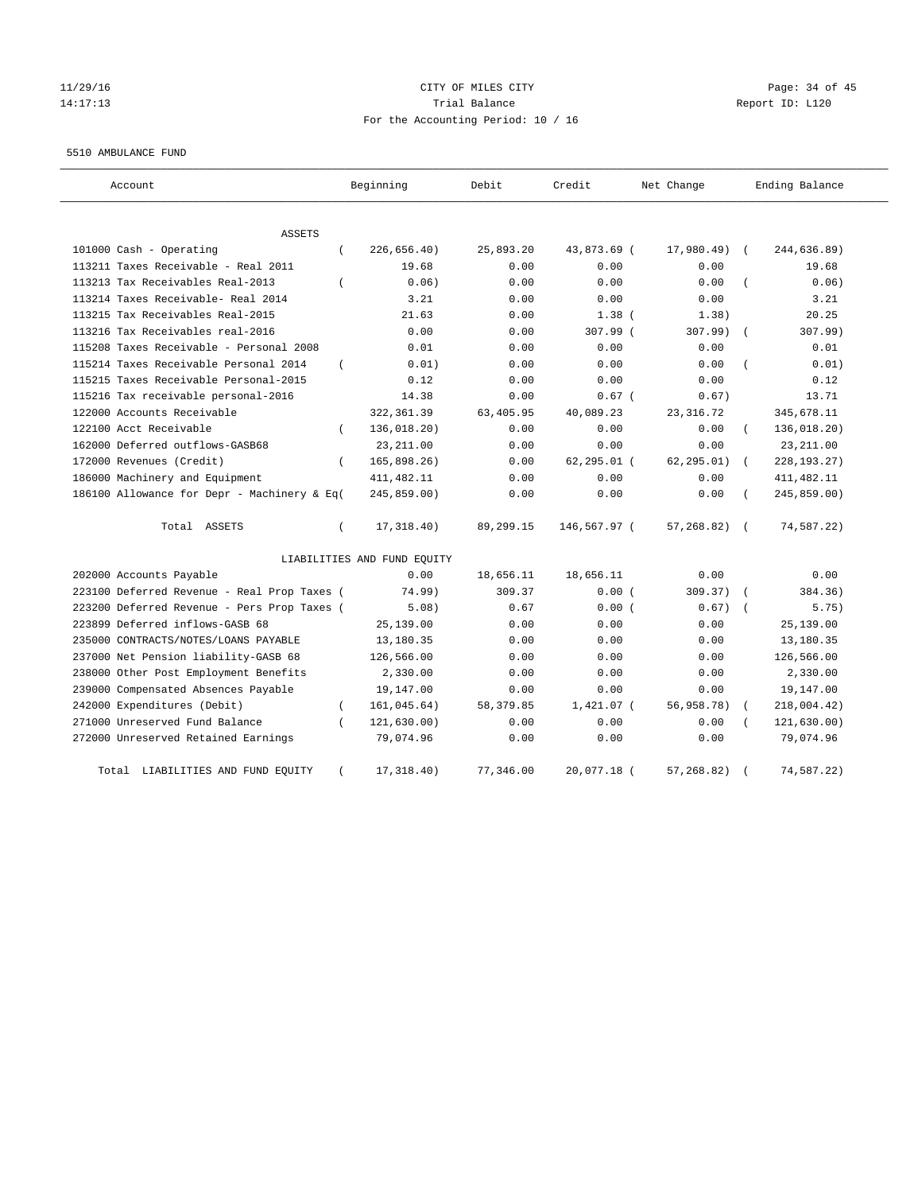CITY OF MILES CITY

Trial Balance

For the Accounting Period: 10 / 16

11/29/16 14:17:13 — Report ID: L120

5510 AMBULANCE FUND

| Account | Beginning | Debit | Credit | Net Change | Ending Balance |
|---|---|---|---|---|---|
| ASSETS | | | | | |
| 101000 Cash - Operating | (226,656.40) | 25,893.20 | 43,873.69 | (17,980.49) | (244,636.89) |
| 113211 Taxes Receivable - Real 2011 | 19.68 | 0.00 | 0.00 | 0.00 | 19.68 |
| 113213 Tax Receivables Real-2013 | (0.06) | 0.00 | 0.00 | 0.00 | (0.06) |
| 113214 Taxes Receivable- Real 2014 | 3.21 | 0.00 | 0.00 | 0.00 | 3.21 |
| 113215 Tax Receivables Real-2015 | 21.63 | 0.00 | 1.38 | (1.38) | 20.25 |
| 113216 Tax Receivables real-2016 | 0.00 | 0.00 | 307.99 | (307.99) | (307.99) |
| 115208 Taxes Receivable - Personal 2008 | 0.01 | 0.00 | 0.00 | 0.00 | 0.01 |
| 115214 Taxes Receivable Personal 2014 | (0.01) | 0.00 | 0.00 | 0.00 | (0.01) |
| 115215 Taxes Receivable Personal-2015 | 0.12 | 0.00 | 0.00 | 0.00 | 0.12 |
| 115216 Tax receivable personal-2016 | 14.38 | 0.00 | 0.67 | (0.67) | 13.71 |
| 122000 Accounts Receivable | 322,361.39 | 63,405.95 | 40,089.23 | 23,316.72 | 345,678.11 |
| 122100 Acct Receivable | (136,018.20) | 0.00 | 0.00 | 0.00 | (136,018.20) |
| 162000 Deferred outflows-GASB68 | 23,211.00 | 0.00 | 0.00 | 0.00 | 23,211.00 |
| 172000 Revenues (Credit) | (165,898.26) | 0.00 | 62,295.01 | (62,295.01) | (228,193.27) |
| 186000 Machinery and Equipment | 411,482.11 | 0.00 | 0.00 | 0.00 | 411,482.11 |
| 186100 Allowance for Depr - Machinery & Eq | (245,859.00) | 0.00 | 0.00 | 0.00 | (245,859.00) |
| Total ASSETS | (17,318.40) | 89,299.15 | 146,567.97 | (57,268.82) | (74,587.22) |
| LIABILITIES AND FUND EQUITY | | | | | |
| 202000 Accounts Payable | 0.00 | 18,656.11 | 18,656.11 | 0.00 | 0.00 |
| 223100 Deferred Revenue - Real Prop Taxes | (74.99) | 309.37 | 0.00 | (309.37) | (384.36) |
| 223200 Deferred Revenue - Pers Prop Taxes | (5.08) | 0.67 | 0.00 | (0.67) | (5.75) |
| 223899 Deferred inflows-GASB 68 | 25,139.00 | 0.00 | 0.00 | 0.00 | 25,139.00 |
| 235000 CONTRACTS/NOTES/LOANS PAYABLE | 13,180.35 | 0.00 | 0.00 | 0.00 | 13,180.35 |
| 237000 Net Pension liability-GASB 68 | 126,566.00 | 0.00 | 0.00 | 0.00 | 126,566.00 |
| 238000 Other Post Employment Benefits | 2,330.00 | 0.00 | 0.00 | 0.00 | 2,330.00 |
| 239000 Compensated Absences Payable | 19,147.00 | 0.00 | 0.00 | 0.00 | 19,147.00 |
| 242000 Expenditures (Debit) | (161,045.64) | 58,379.85 | 1,421.07 | (56,958.78) | (218,004.42) |
| 271000 Unreserved Fund Balance | (121,630.00) | 0.00 | 0.00 | 0.00 | (121,630.00) |
| 272000 Unreserved Retained Earnings | 79,074.96 | 0.00 | 0.00 | 0.00 | 79,074.96 |
| Total LIABILITIES AND FUND EQUITY | (17,318.40) | 77,346.00 | 20,077.18 | (57,268.82) | (74,587.22) |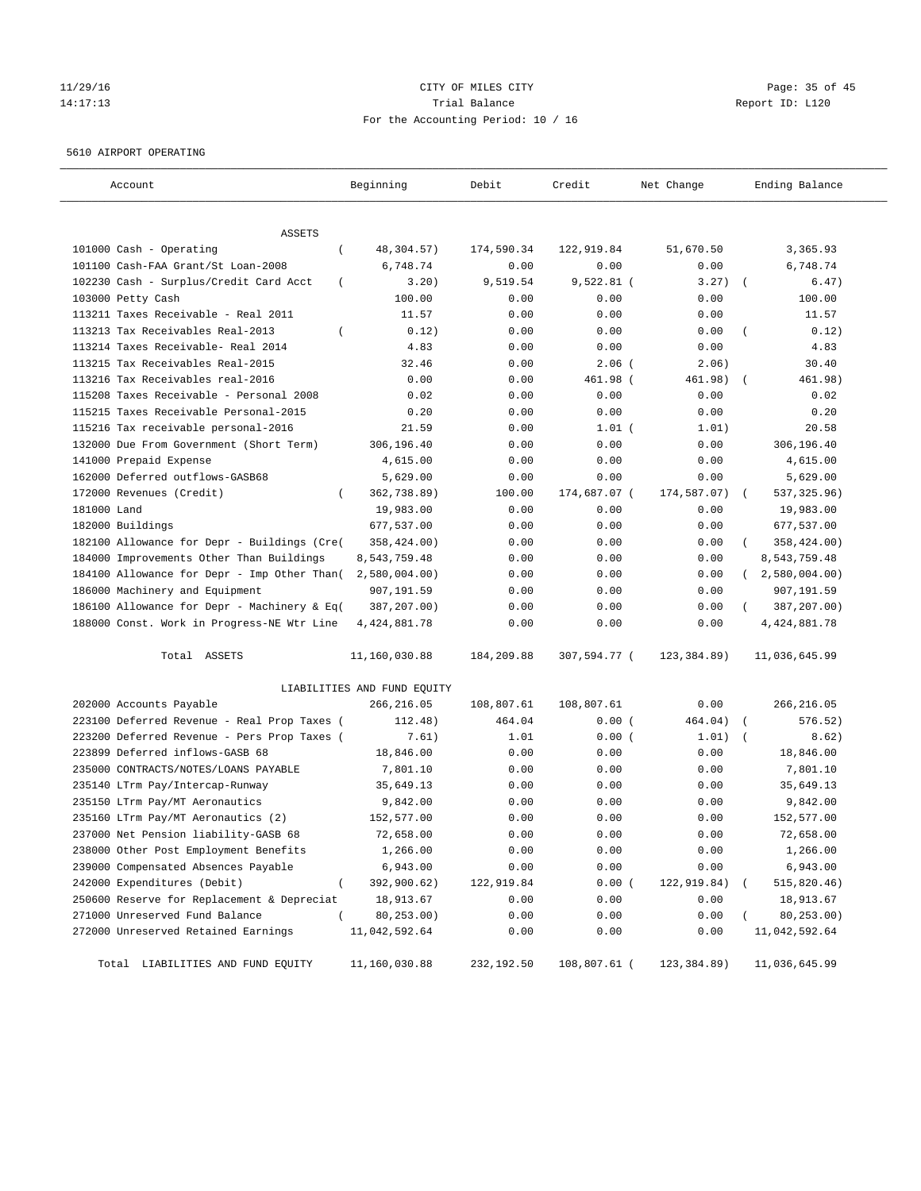# CITY OF MILES CITY

Trial Balance

For the Accounting Period: 10 / 16

11/29/16 14:17:13 — Report ID: L120

5610 AIRPORT OPERATING

| Account | Beginning | Debit | Credit | Net Change | Ending Balance |
|---|---|---|---|---|---|
| **ASSETS** | | | | | |
| 101000 Cash - Operating | ( 48,304.57) | 174,590.34 | 122,919.84 | 51,670.50 | 3,365.93 |
| 101100 Cash-FAA Grant/St Loan-2008 | 6,748.74 | 0.00 | 0.00 | 0.00 | 6,748.74 |
| 102230 Cash - Surplus/Credit Card Acct | ( 3.20) | 9,519.54 | 9,522.81 | ( 3.27) | ( 6.47) |
| 103000 Petty Cash | 100.00 | 0.00 | 0.00 | 0.00 | 100.00 |
| 113211 Taxes Receivable - Real 2011 | 11.57 | 0.00 | 0.00 | 0.00 | 11.57 |
| 113213 Tax Receivables Real-2013 | ( 0.12) | 0.00 | 0.00 | 0.00 | ( 0.12) |
| 113214 Taxes Receivable- Real 2014 | 4.83 | 0.00 | 0.00 | 0.00 | 4.83 |
| 113215 Tax Receivables Real-2015 | 32.46 | 0.00 | 2.06 | ( 2.06) | 30.40 |
| 113216 Tax Receivables real-2016 | 0.00 | 0.00 | 461.98 | ( 461.98) | ( 461.98) |
| 115208 Taxes Receivable - Personal 2008 | 0.02 | 0.00 | 0.00 | 0.00 | 0.02 |
| 115215 Taxes Receivable Personal-2015 | 0.20 | 0.00 | 0.00 | 0.00 | 0.20 |
| 115216 Tax receivable personal-2016 | 21.59 | 0.00 | 1.01 | ( 1.01) | 20.58 |
| 132000 Due From Government (Short Term) | 306,196.40 | 0.00 | 0.00 | 0.00 | 306,196.40 |
| 141000 Prepaid Expense | 4,615.00 | 0.00 | 0.00 | 0.00 | 4,615.00 |
| 162000 Deferred outflows-GASB68 | 5,629.00 | 0.00 | 0.00 | 0.00 | 5,629.00 |
| 172000 Revenues (Credit) | ( 362,738.89) | 100.00 | 174,687.07 | ( 174,587.07) | ( 537,325.96) |
| 181000 Land | 19,983.00 | 0.00 | 0.00 | 0.00 | 19,983.00 |
| 182000 Buildings | 677,537.00 | 0.00 | 0.00 | 0.00 | 677,537.00 |
| 182100 Allowance for Depr - Buildings (Cre | ( 358,424.00) | 0.00 | 0.00 | 0.00 | ( 358,424.00) |
| 184000 Improvements Other Than Buildings | 8,543,759.48 | 0.00 | 0.00 | 0.00 | 8,543,759.48 |
| 184100 Allowance for Depr - Imp Other Than | ( 2,580,004.00) | 0.00 | 0.00 | 0.00 | ( 2,580,004.00) |
| 186000 Machinery and Equipment | 907,191.59 | 0.00 | 0.00 | 0.00 | 907,191.59 |
| 186100 Allowance for Depr - Machinery & Eq | ( 387,207.00) | 0.00 | 0.00 | 0.00 | ( 387,207.00) |
| 188000 Const. Work in Progress-NE Wtr Line | 4,424,881.78 | 0.00 | 0.00 | 0.00 | 4,424,881.78 |
| Total ASSETS | 11,160,030.88 | 184,209.88 | 307,594.77 | ( 123,384.89) | 11,036,645.99 |
| **LIABILITIES AND FUND EQUITY** | | | | | |
| 202000 Accounts Payable | 266,216.05 | 108,807.61 | 108,807.61 | 0.00 | 266,216.05 |
| 223100 Deferred Revenue - Real Prop Taxes | ( 112.48) | 464.04 | 0.00 | ( 464.04) | ( 576.52) |
| 223200 Deferred Revenue - Pers Prop Taxes | ( 7.61) | 1.01 | 0.00 | ( 1.01) | ( 8.62) |
| 223899 Deferred inflows-GASB 68 | 18,846.00 | 0.00 | 0.00 | 0.00 | 18,846.00 |
| 235000 CONTRACTS/NOTES/LOANS PAYABLE | 7,801.10 | 0.00 | 0.00 | 0.00 | 7,801.10 |
| 235140 LTrm Pay/Intercap-Runway | 35,649.13 | 0.00 | 0.00 | 0.00 | 35,649.13 |
| 235150 LTrm Pay/MT Aeronautics | 9,842.00 | 0.00 | 0.00 | 0.00 | 9,842.00 |
| 235160 LTrm Pay/MT Aeronautics (2) | 152,577.00 | 0.00 | 0.00 | 0.00 | 152,577.00 |
| 237000 Net Pension liability-GASB 68 | 72,658.00 | 0.00 | 0.00 | 0.00 | 72,658.00 |
| 238000 Other Post Employment Benefits | 1,266.00 | 0.00 | 0.00 | 0.00 | 1,266.00 |
| 239000 Compensated Absences Payable | 6,943.00 | 0.00 | 0.00 | 0.00 | 6,943.00 |
| 242000 Expenditures (Debit) | ( 392,900.62) | 122,919.84 | 0.00 | ( 122,919.84) | ( 515,820.46) |
| 250600 Reserve for Replacement & Depreciat | 18,913.67 | 0.00 | 0.00 | 0.00 | 18,913.67 |
| 271000 Unreserved Fund Balance | ( 80,253.00) | 0.00 | 0.00 | 0.00 | ( 80,253.00) |
| 272000 Unreserved Retained Earnings | 11,042,592.64 | 0.00 | 0.00 | 0.00 | 11,042,592.64 |
| Total LIABILITIES AND FUND EQUITY | 11,160,030.88 | 232,192.50 | 108,807.61 | ( 123,384.89) | 11,036,645.99 |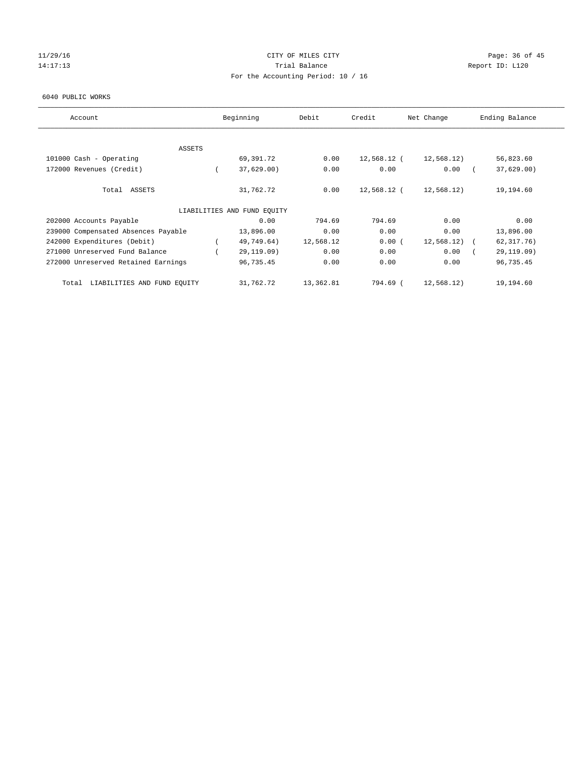CITY OF MILES CITY

Trial Balance

For the Accounting Period: 10 / 16

11/29/16 14:17:13 Report ID: L120

6040 PUBLIC WORKS

| Account | Beginning | Debit | Credit | Net Change | Ending Balance |
|---|---|---|---|---|---|
| **ASSETS** | | | | | |
| 101000 Cash - Operating | 69,391.72 | 0.00 | 12,568.12 | (12,568.12) | 56,823.60 |
| 172000 Revenues (Credit) | (37,629.00) | 0.00 | 0.00 | 0.00 | (37,629.00) |
| Total ASSETS | 31,762.72 | 0.00 | 12,568.12 | (12,568.12) | 19,194.60 |
| **LIABILITIES AND FUND EQUITY** | | | | | |
| 202000 Accounts Payable | 0.00 | 794.69 | 794.69 | 0.00 | 0.00 |
| 239000 Compensated Absences Payable | 13,896.00 | 0.00 | 0.00 | 0.00 | 13,896.00 |
| 242000 Expenditures (Debit) | (49,749.64) | 12,568.12 | 0.00 | (12,568.12) | (62,317.76) |
| 271000 Unreserved Fund Balance | (29,119.09) | 0.00 | 0.00 | 0.00 | (29,119.09) |
| 272000 Unreserved Retained Earnings | 96,735.45 | 0.00 | 0.00 | 0.00 | 96,735.45 |
| Total LIABILITIES AND FUND EQUITY | 31,762.72 | 13,362.81 | 794.69 | (12,568.12) | 19,194.60 |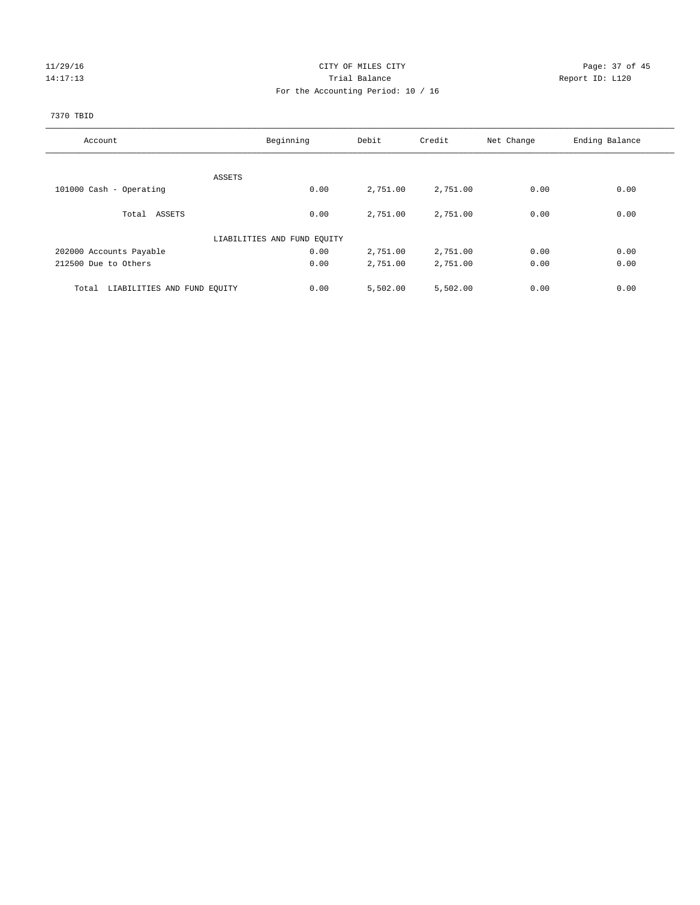CITY OF MILES CITY
Trial Balance
For the Accounting Period: 10 / 16

11/29/16
14:17:13

Report ID: L120

7370 TBID

| Account | Beginning | Debit | Credit | Net Change | Ending Balance |
|---|---|---|---|---|---|
| ASSETS | | | | | |
| 101000 Cash - Operating | 0.00 | 2,751.00 | 2,751.00 | 0.00 | 0.00 |
| Total ASSETS | 0.00 | 2,751.00 | 2,751.00 | 0.00 | 0.00 |
| LIABILITIES AND FUND EQUITY | | | | | |
| 202000 Accounts Payable | 0.00 | 2,751.00 | 2,751.00 | 0.00 | 0.00 |
| 212500 Due to Others | 0.00 | 2,751.00 | 2,751.00 | 0.00 | 0.00 |
| Total LIABILITIES AND FUND EQUITY | 0.00 | 5,502.00 | 5,502.00 | 0.00 | 0.00 |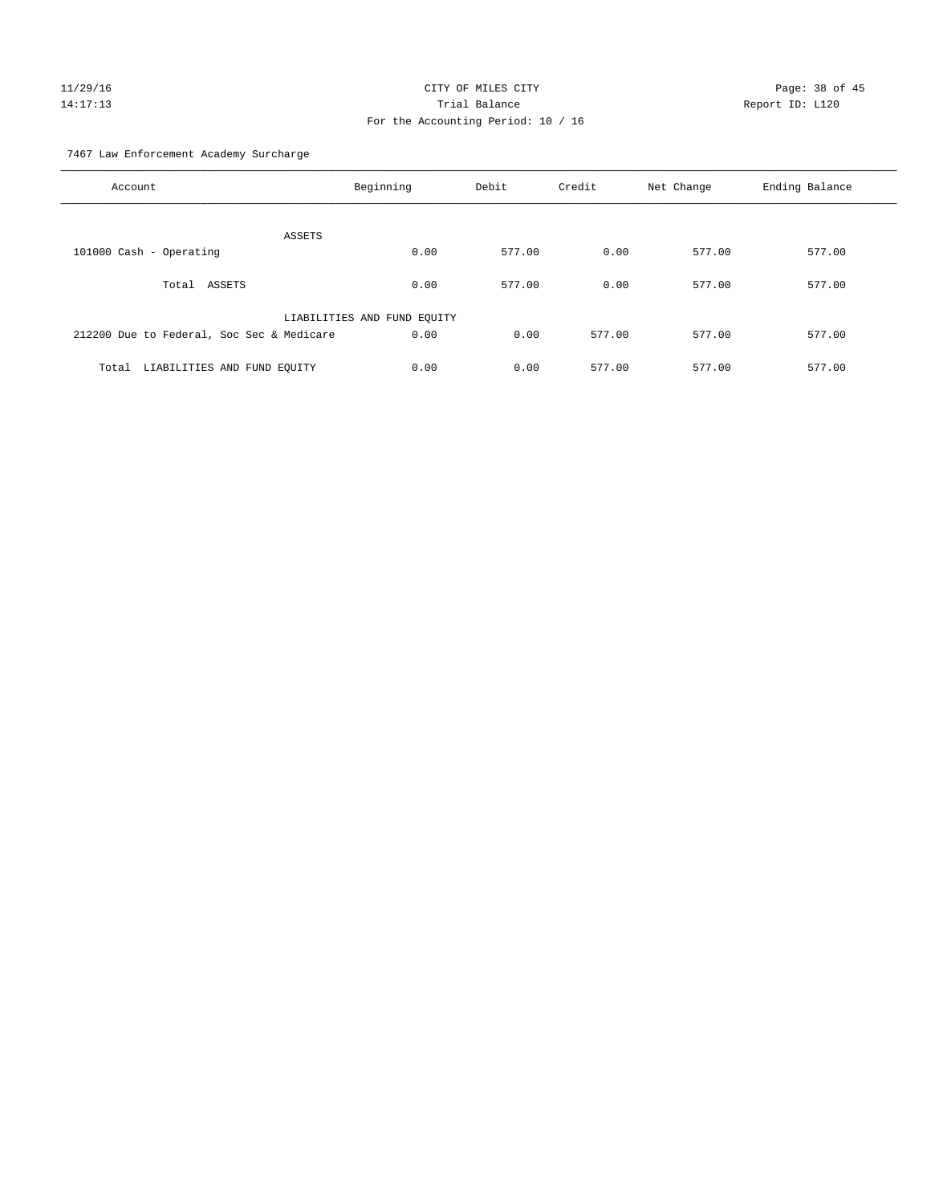CITY OF MILES CITY
Trial Balance
For the Accounting Period: 10 / 16

11/29/16
14:17:13

Report ID: L120

7467 Law Enforcement Academy Surcharge

| Account | Beginning | Debit | Credit | Net Change | Ending Balance |
|---|---|---|---|---|---|
| ASSETS | | | | | |
| 101000 Cash - Operating | 0.00 | 577.00 | 0.00 | 577.00 | 577.00 |
| Total ASSETS | 0.00 | 577.00 | 0.00 | 577.00 | 577.00 |
| LIABILITIES AND FUND EQUITY | | | | | |
| 212200 Due to Federal, Soc Sec & Medicare | 0.00 | 0.00 | 577.00 | 577.00 | 577.00 |
| Total LIABILITIES AND FUND EQUITY | 0.00 | 0.00 | 577.00 | 577.00 | 577.00 |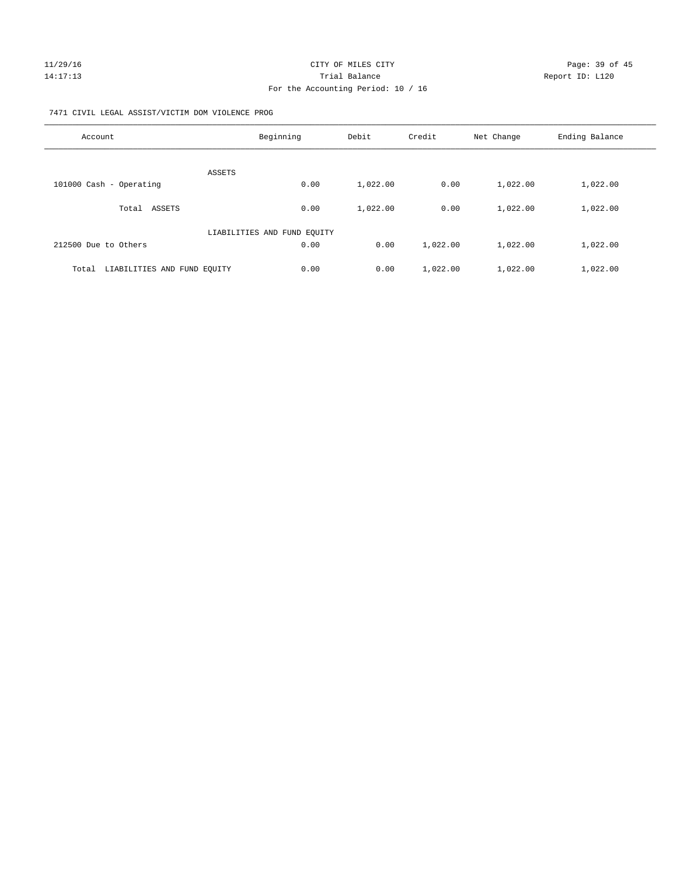CITY OF MILES CITY

Trial Balance

For the Accounting Period: 10 / 16

11/29/16
14:17:13

Report ID: L120

7471 CIVIL LEGAL ASSIST/VICTIM DOM VIOLENCE PROG

| Account | Beginning | Debit | Credit | Net Change | Ending Balance |
|---|---|---|---|---|---|
| ASSETS | | | | | |
| 101000 Cash - Operating | 0.00 | 1,022.00 | 0.00 | 1,022.00 | 1,022.00 |
| Total ASSETS | 0.00 | 1,022.00 | 0.00 | 1,022.00 | 1,022.00 |
| LIABILITIES AND FUND EQUITY | | | | | |
| 212500 Due to Others | 0.00 | 0.00 | 1,022.00 | 1,022.00 | 1,022.00 |
| Total LIABILITIES AND FUND EQUITY | 0.00 | 0.00 | 1,022.00 | 1,022.00 | 1,022.00 |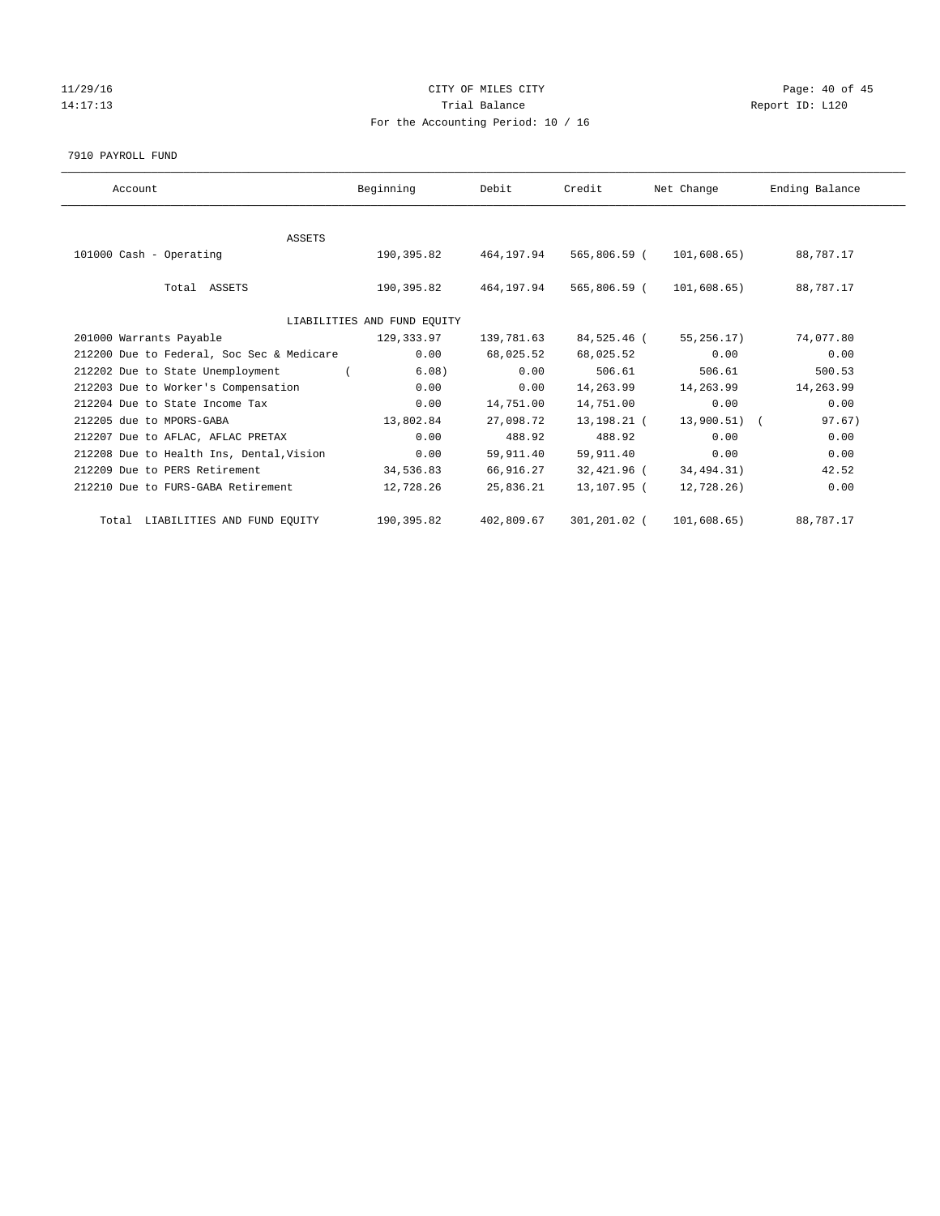CITY OF MILES CITY
Trial Balance
For the Accounting Period: 10 / 16

11/29/16
14:17:13

Report ID: L120

7910 PAYROLL FUND

| Account | Beginning | Debit | Credit | Net Change | Ending Balance |
|---|---|---|---|---|---|
| ASSETS | | | | | |
| 101000 Cash - Operating | 190,395.82 | 464,197.94 | 565,806.59 | ( 101,608.65) | 88,787.17 |
| Total ASSETS | 190,395.82 | 464,197.94 | 565,806.59 | ( 101,608.65) | 88,787.17 |
| LIABILITIES AND FUND EQUITY | | | | | |
| 201000 Warrants Payable | 129,333.97 | 139,781.63 | 84,525.46 | ( 55,256.17) | 74,077.80 |
| 212200 Due to Federal, Soc Sec & Medicare | 0.00 | 68,025.52 | 68,025.52 | 0.00 | 0.00 |
| 212202 Due to State Unemployment | ( 6.08) | 0.00 | 506.61 | 506.61 | 500.53 |
| 212203 Due to Worker's Compensation | 0.00 | 0.00 | 14,263.99 | 14,263.99 | 14,263.99 |
| 212204 Due to State Income Tax | 0.00 | 14,751.00 | 14,751.00 | 0.00 | 0.00 |
| 212205 due to MPORS-GABA | 13,802.84 | 27,098.72 | 13,198.21 | ( 13,900.51) | ( 97.67) |
| 212207 Due to AFLAC, AFLAC PRETAX | 0.00 | 488.92 | 488.92 | 0.00 | 0.00 |
| 212208 Due to Health Ins, Dental,Vision | 0.00 | 59,911.40 | 59,911.40 | 0.00 | 0.00 |
| 212209 Due to PERS Retirement | 34,536.83 | 66,916.27 | 32,421.96 | ( 34,494.31) | 42.52 |
| 212210 Due to FURS-GABA Retirement | 12,728.26 | 25,836.21 | 13,107.95 | ( 12,728.26) | 0.00 |
| Total LIABILITIES AND FUND EQUITY | 190,395.82 | 402,809.67 | 301,201.02 | ( 101,608.65) | 88,787.17 |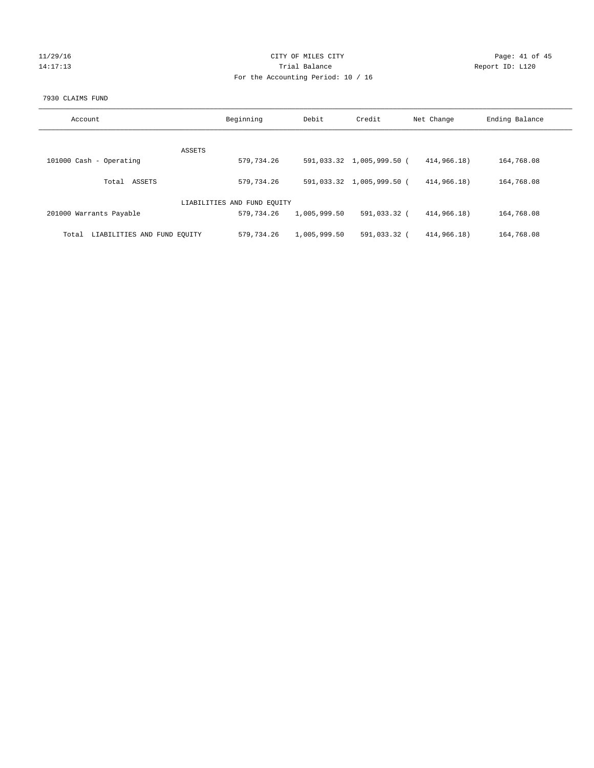CITY OF MILES CITY
Trial Balance
For the Accounting Period: 10 / 16

7930 CLAIMS FUND

| Account | Beginning | Debit | Credit | Net Change | Ending Balance |
|---|---|---|---|---|---|
| ASSETS | | | | | |
| 101000 Cash - Operating | 579,734.26 | 591,033.32 | 1,005,999.50 | ( 414,966.18) | 164,768.08 |
| Total ASSETS | 579,734.26 | 591,033.32 | 1,005,999.50 | ( 414,966.18) | 164,768.08 |
| LIABILITIES AND FUND EQUITY | | | | | |
| 201000 Warrants Payable | 579,734.26 | 1,005,999.50 | 591,033.32 | ( 414,966.18) | 164,768.08 |
| Total LIABILITIES AND FUND EQUITY | 579,734.26 | 1,005,999.50 | 591,033.32 | ( 414,966.18) | 164,768.08 |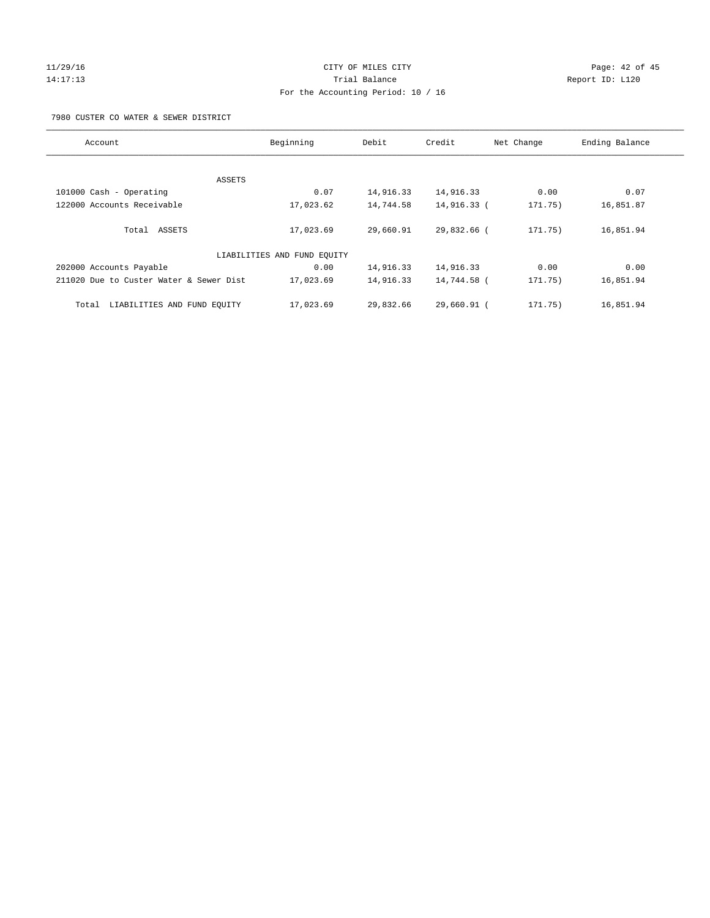CITY OF MILES CITY
Trial Balance
For the Accounting Period: 10 / 16

11/29/16
14:17:13

Report ID: L120

7980 CUSTER CO WATER & SEWER DISTRICT

| Account | Beginning | Debit | Credit | Net Change | Ending Balance |
|---|---|---|---|---|---|
| ASSETS | | | | | |
| 101000 Cash - Operating | 0.07 | 14,916.33 | 14,916.33 | 0.00 | 0.07 |
| 122000 Accounts Receivable | 17,023.62 | 14,744.58 | 14,916.33 | ( 171.75) | 16,851.87 |
| Total ASSETS | 17,023.69 | 29,660.91 | 29,832.66 | ( 171.75) | 16,851.94 |
| LIABILITIES AND FUND EQUITY | | | | | |
| 202000 Accounts Payable | 0.00 | 14,916.33 | 14,916.33 | 0.00 | 0.00 |
| 211020 Due to Custer Water & Sewer Dist | 17,023.69 | 14,916.33 | 14,744.58 | ( 171.75) | 16,851.94 |
| Total LIABILITIES AND FUND EQUITY | 17,023.69 | 29,832.66 | 29,660.91 | ( 171.75) | 16,851.94 |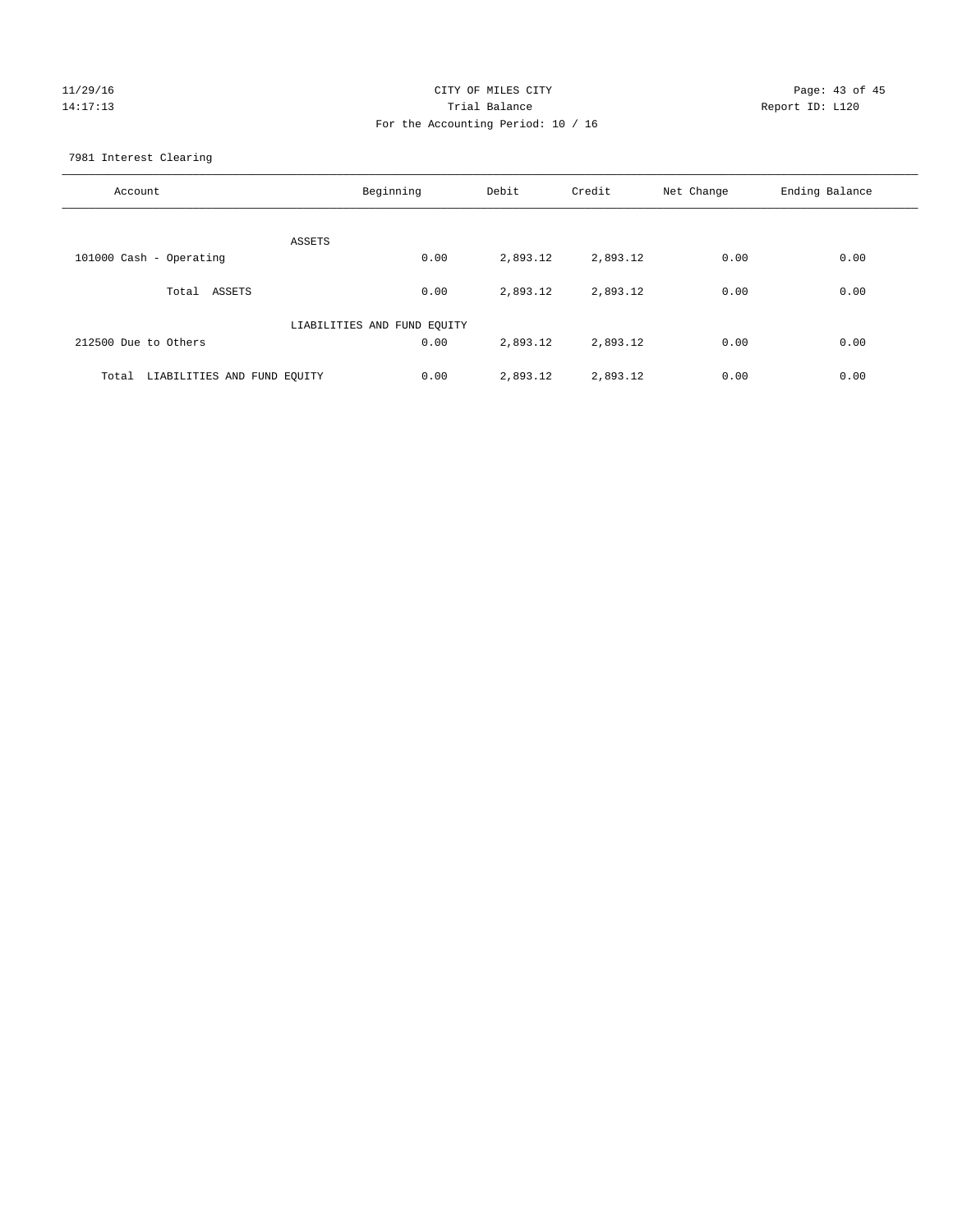CITY OF MILES CITY
Trial Balance
For the Accounting Period: 10 / 16

11/29/16
14:17:13

Report ID: L120

7981 Interest Clearing

| Account | Beginning | Debit | Credit | Net Change | Ending Balance |
|---|---|---|---|---|---|
| ASSETS | | | | | |
| 101000 Cash - Operating | 0.00 | 2,893.12 | 2,893.12 | 0.00 | 0.00 |
| Total ASSETS | 0.00 | 2,893.12 | 2,893.12 | 0.00 | 0.00 |
| LIABILITIES AND FUND EQUITY | | | | | |
| 212500 Due to Others | 0.00 | 2,893.12 | 2,893.12 | 0.00 | 0.00 |
| Total LIABILITIES AND FUND EQUITY | 0.00 | 2,893.12 | 2,893.12 | 0.00 | 0.00 |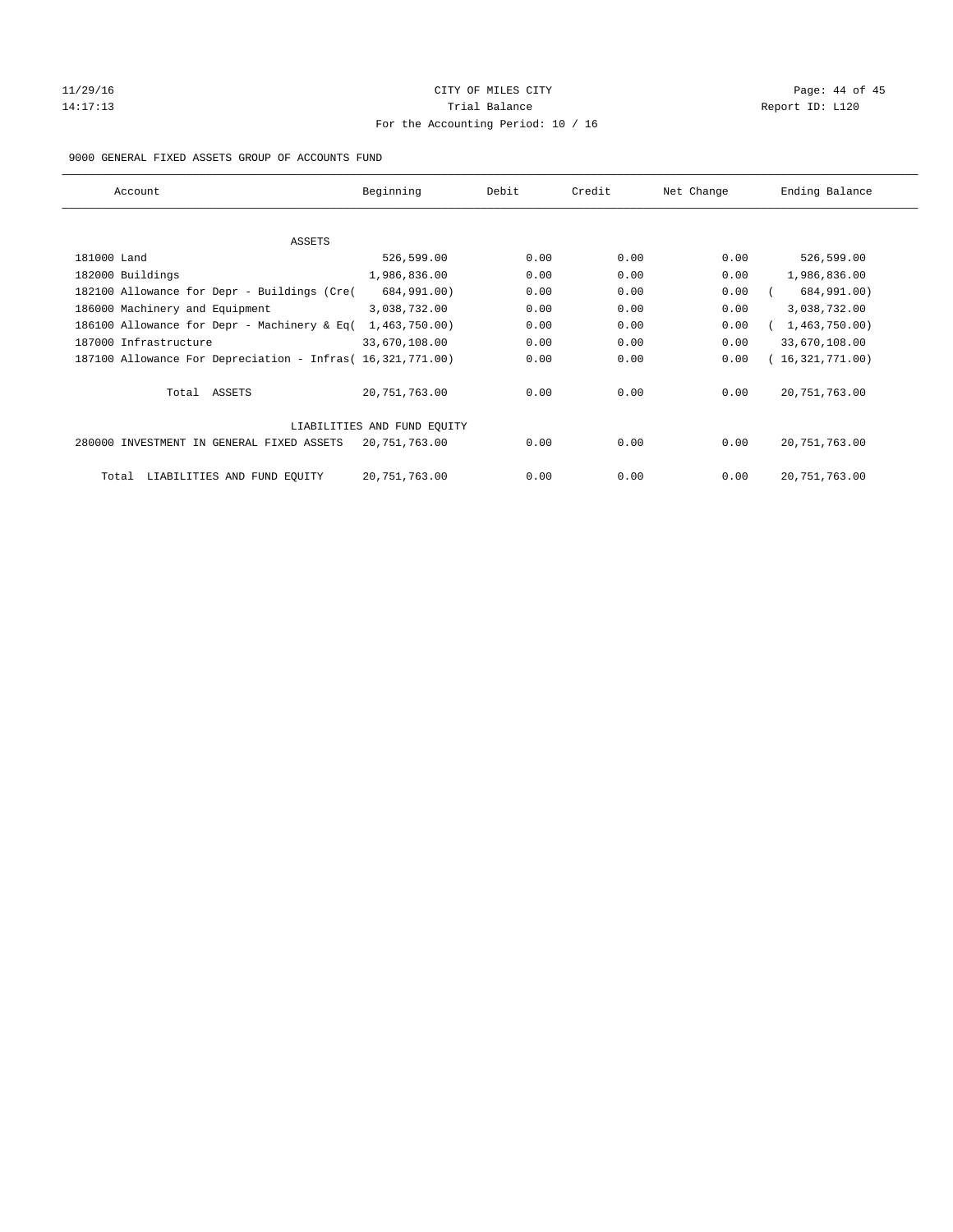CITY OF MILES CITY

Trial Balance

For the Accounting Period: 10 / 16

11/29/16 14:17:13 — Report ID: L120

9000 GENERAL FIXED ASSETS GROUP OF ACCOUNTS FUND

| Account | Beginning | Debit | Credit | Net Change | Ending Balance |
|---|---|---|---|---|---|
| **ASSETS** | | | | | |
| 181000 Land | 526,599.00 | 0.00 | 0.00 | 0.00 | 526,599.00 |
| 182000 Buildings | 1,986,836.00 | 0.00 | 0.00 | 0.00 | 1,986,836.00 |
| 182100 Allowance for Depr - Buildings (Cre( | 684,991.00) | 0.00 | 0.00 | 0.00 | ( 684,991.00) |
| 186000 Machinery and Equipment | 3,038,732.00 | 0.00 | 0.00 | 0.00 | 3,038,732.00 |
| 186100 Allowance for Depr - Machinery & Eq( | 1,463,750.00) | 0.00 | 0.00 | 0.00 | ( 1,463,750.00) |
| 187000 Infrastructure | 33,670,108.00 | 0.00 | 0.00 | 0.00 | 33,670,108.00 |
| 187100 Allowance For Depreciation - Infras( | 16,321,771.00) | 0.00 | 0.00 | 0.00 | ( 16,321,771.00) |
| Total ASSETS | 20,751,763.00 | 0.00 | 0.00 | 0.00 | 20,751,763.00 |
| **LIABILITIES AND FUND EQUITY** | | | | | |
| 280000 INVESTMENT IN GENERAL FIXED ASSETS | 20,751,763.00 | 0.00 | 0.00 | 0.00 | 20,751,763.00 |
| Total LIABILITIES AND FUND EQUITY | 20,751,763.00 | 0.00 | 0.00 | 0.00 | 20,751,763.00 |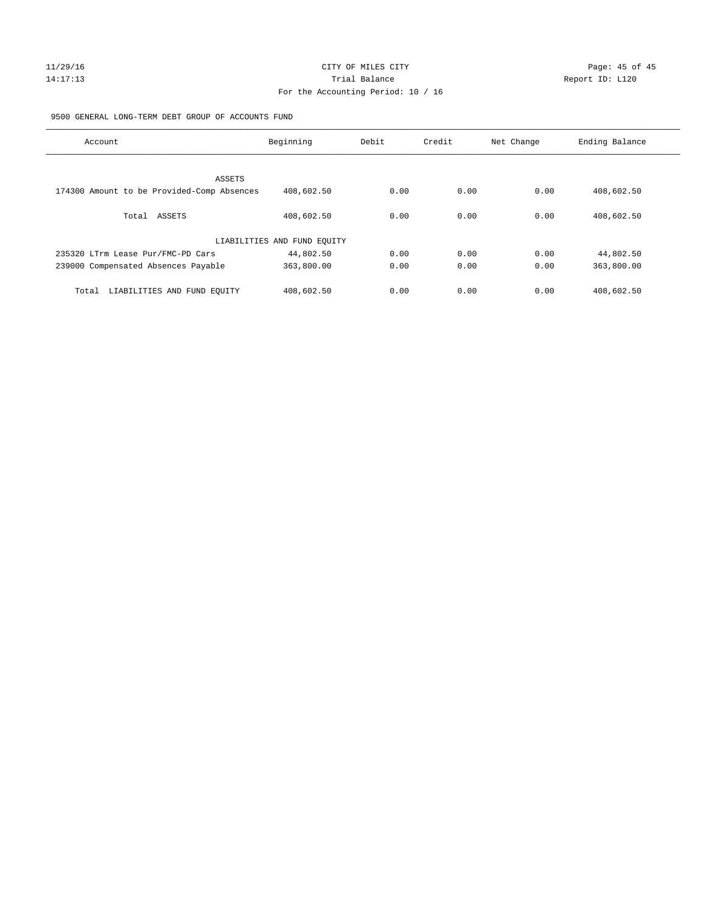CITY OF MILES CITY
Trial Balance
For the Accounting Period: 10 / 16

11/29/16
14:17:13

Report ID: L120

9500 GENERAL LONG-TERM DEBT GROUP OF ACCOUNTS FUND

| Account | Beginning | Debit | Credit | Net Change | Ending Balance |
|---|---|---|---|---|---|
| ASSETS | | | | | |
| 174300 Amount to be Provided-Comp Absences | 408,602.50 | 0.00 | 0.00 | 0.00 | 408,602.50 |
| Total ASSETS | 408,602.50 | 0.00 | 0.00 | 0.00 | 408,602.50 |
| LIABILITIES AND FUND EQUITY | | | | | |
| 235320 LTrm Lease Pur/FMC-PD Cars | 44,802.50 | 0.00 | 0.00 | 0.00 | 44,802.50 |
| 239000 Compensated Absences Payable | 363,800.00 | 0.00 | 0.00 | 0.00 | 363,800.00 |
| Total LIABILITIES AND FUND EQUITY | 408,602.50 | 0.00 | 0.00 | 0.00 | 408,602.50 |